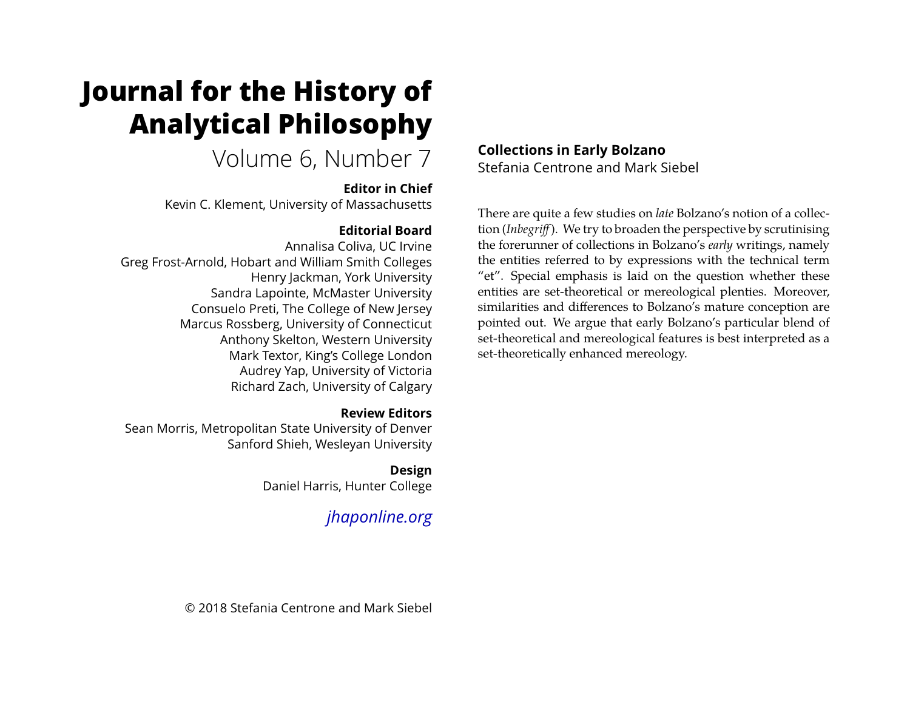# Journal for the History of Analytical Philosophy

Volume 6, Number 7

**Editor in Chief**
Kevin C. Klement, University of Massachusetts

**Editorial Board**
Annalisa Coliva, UC Irvine
Greg Frost-Arnold, Hobart and William Smith Colleges
Henry Jackman, York University
Sandra Lapointe, McMaster University
Consuelo Preti, The College of New Jersey
Marcus Rossberg, University of Connecticut
Anthony Skelton, Western University
Mark Textor, King's College London
Audrey Yap, University of Victoria
Richard Zach, University of Calgary

**Review Editors**
Sean Morris, Metropolitan State University of Denver
Sanford Shieh, Wesleyan University

**Design**
Daniel Harris, Hunter College

*jhaponline.org*

© 2018 Stefania Centrone and Mark Siebel

## Collections in Early Bolzano

Stefania Centrone and Mark Siebel

There are quite a few studies on *late* Bolzano's notion of a collection (*Inbegriff*). We try to broaden the perspective by scrutinising the forerunner of collections in Bolzano's *early* writings, namely the entities referred to by expressions with the technical term "et". Special emphasis is laid on the question whether these entities are set-theoretical or mereological plenties. Moreover, similarities and differences to Bolzano's mature conception are pointed out. We argue that early Bolzano's particular blend of set-theoretical and mereological features is best interpreted as a set-theoretically enhanced mereology.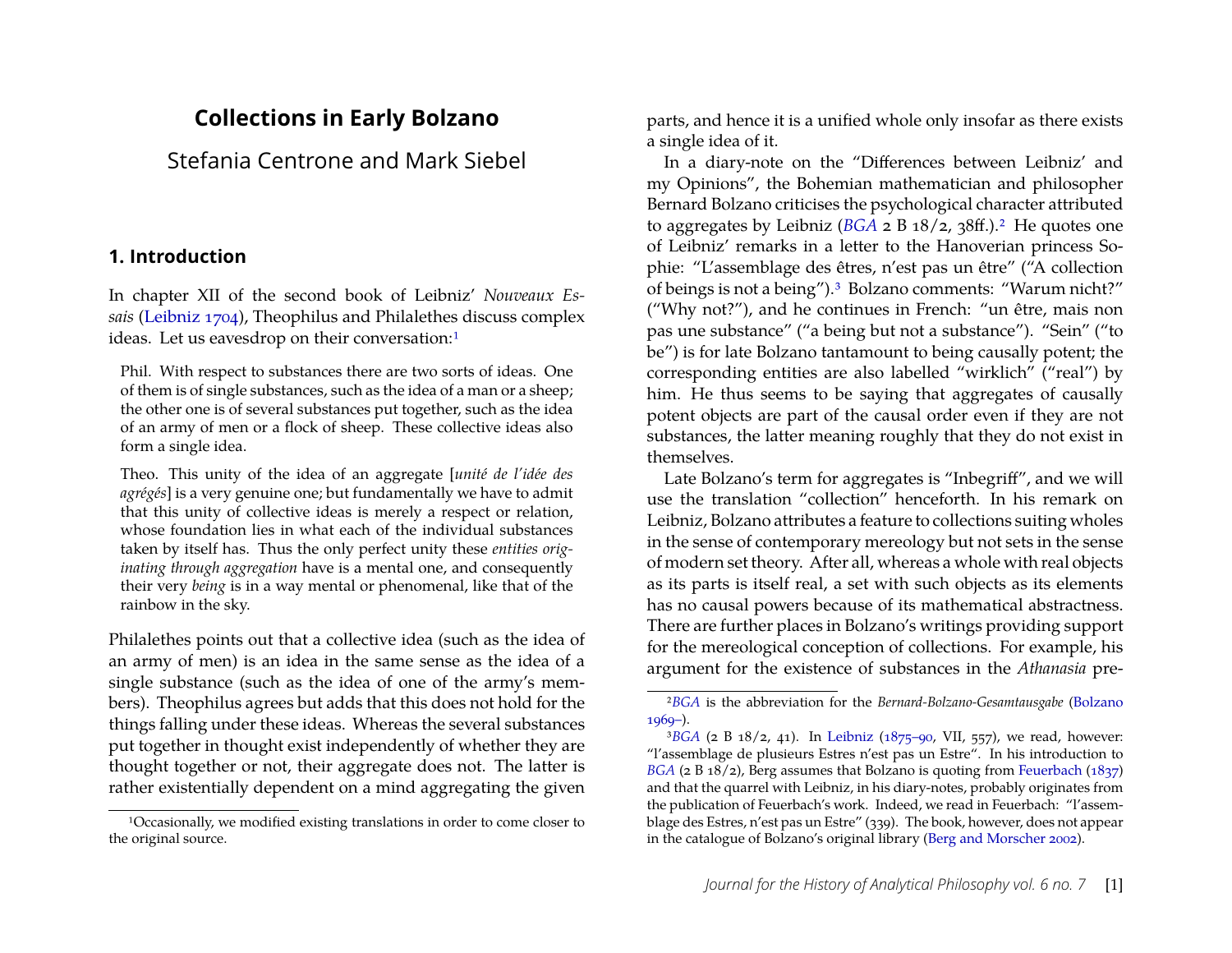# Collections in Early Bolzano

Stefania Centrone and Mark Siebel

## 1. Introduction

In chapter XII of the second book of Leibniz' *Nouveaux Essais* (Leibniz 1704), Theophilus and Philalethes discuss complex ideas. Let us eavesdrop on their conversation:[1]

> Phil. With respect to substances there are two sorts of ideas. One of them is of single substances, such as the idea of a man or a sheep; the other one is of several substances put together, such as the idea of an army of men or a flock of sheep. These collective ideas also form a single idea.
>
> Theo. This unity of the idea of an aggregate [*unité de l'idée des agrégés*] is a very genuine one; but fundamentally we have to admit that this unity of collective ideas is merely a respect or relation, whose foundation lies in what each of the individual substances taken by itself has. Thus the only perfect unity these *entities originating through aggregation* have is a mental one, and consequently their very *being* is in a way mental or phenomenal, like that of the rainbow in the sky.

Philalethes points out that a collective idea (such as the idea of an army of men) is an idea in the same sense as the idea of a single substance (such as the idea of one of the army's members). Theophilus agrees but adds that this does not hold for the things falling under these ideas. Whereas the several substances put together in thought exist independently of whether they are thought together or not, their aggregate does not. The latter is rather existentially dependent on a mind aggregating the given parts, and hence it is a unified whole only insofar as there exists a single idea of it.

In a diary-note on the "Differences between Leibniz' and my Opinions", the Bohemian mathematician and philosopher Bernard Bolzano criticises the psychological character attributed to aggregates by Leibniz (*BGA* 2 B 18/2, 38ff.).[2] He quotes one of Leibniz' remarks in a letter to the Hanoverian princess Sophie: "L'assemblage des êtres, n'est pas un être" ("A collection of beings is not a being").[3] Bolzano comments: "Warum nicht?" ("Why not?"), and he continues in French: "un être, mais non pas une substance" ("a being but not a substance"). "Sein" ("to be") is for late Bolzano tantamount to being causally potent; the corresponding entities are also labelled "wirklich" ("real") by him. He thus seems to be saying that aggregates of causally potent objects are part of the causal order even if they are not substances, the latter meaning roughly that they do not exist in themselves.

Late Bolzano's term for aggregates is "Inbegriff", and we will use the translation "collection" henceforth. In his remark on Leibniz, Bolzano attributes a feature to collections suiting wholes in the sense of contemporary mereology but not sets in the sense of modern set theory. After all, whereas a whole with real objects as its parts is itself real, a set with such objects as its elements has no causal powers because of its mathematical abstractness. There are further places in Bolzano's writings providing support for the mereological conception of collections. For example, his argument for the existence of substances in the *Athanasia* pre-

[1] Occasionally, we modified existing translations in order to come closer to the original source.

[2] *BGA* is the abbreviation for the *Bernard-Bolzano-Gesamtausgabe* (Bolzano 1969–).

[3] *BGA* (2 B 18/2, 41). In Leibniz (1875–90, VII, 557), we read, however: "l'assemblage de plusieurs Estres n'est pas un Estre". In his introduction to *BGA* (2 B 18/2), Berg assumes that Bolzano is quoting from Feuerbach (1837) and that the quarrel with Leibniz, in his diary-notes, probably originates from the publication of Feuerbach's work. Indeed, we read in Feuerbach: "l'assemblage des Estres, n'est pas un Estre" (339). The book, however, does not appear in the catalogue of Bolzano's original library (Berg and Morscher 2002).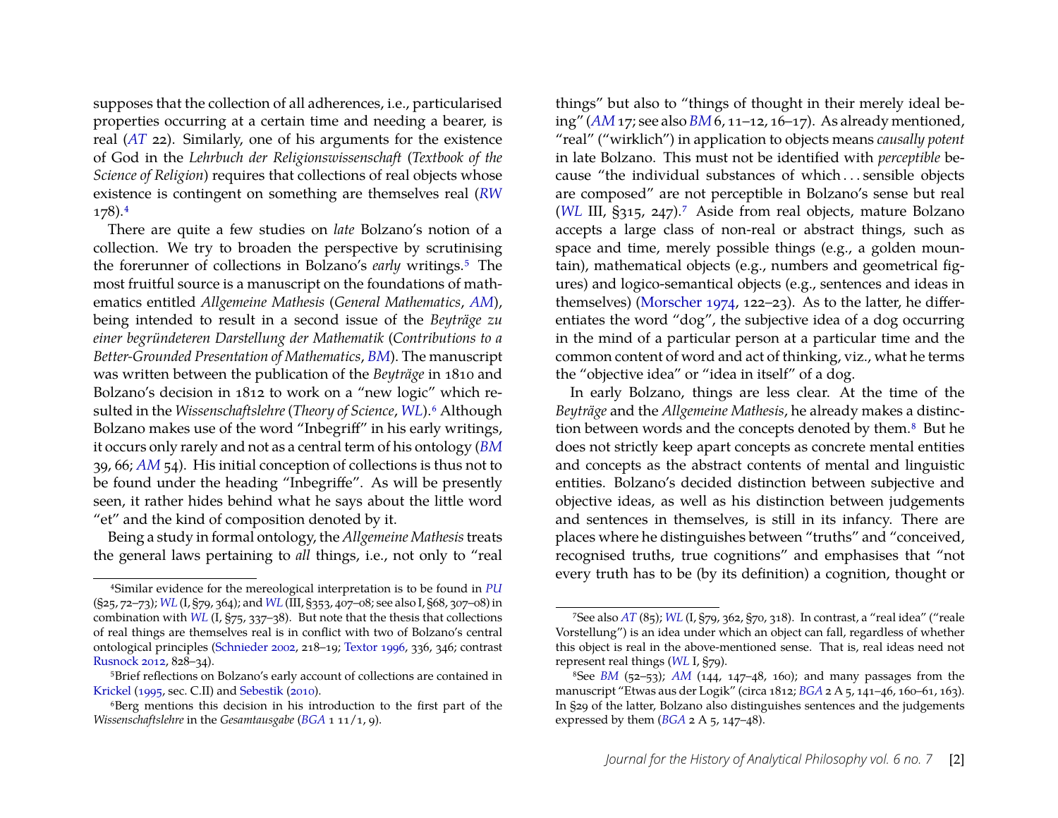supposes that the collection of all adherences, i.e., particularised properties occurring at a certain time and needing a bearer, is real (*AT* 22). Similarly, one of his arguments for the existence of God in the *Lehrbuch der Religionswissenschaft* (*Textbook of the Science of Religion*) requires that collections of real objects whose existence is contingent on something are themselves real (*RW* 178).[4]

There are quite a few studies on *late* Bolzano's notion of a collection. We try to broaden the perspective by scrutinising the forerunner of collections in Bolzano's *early* writings.[5] The most fruitful source is a manuscript on the foundations of mathematics entitled *Allgemeine Mathesis* (*General Mathematics*, *AM*), being intended to result in a second issue of the *Beyträge zu einer begründeteren Darstellung der Mathematik* (*Contributions to a Better-Grounded Presentation of Mathematics*, *BM*). The manuscript was written between the publication of the *Beyträge* in 1810 and Bolzano's decision in 1812 to work on a "new logic" which resulted in the *Wissenschaftslehre* (*Theory of Science*, *WL*).[6] Although Bolzano makes use of the word "Inbegriff" in his early writings, it occurs only rarely and not as a central term of his ontology (*BM* 39, 66; *AM* 54). His initial conception of collections is thus not to be found under the heading "Inbegriffe". As will be presently seen, it rather hides behind what he says about the little word "et" and the kind of composition denoted by it.

Being a study in formal ontology, the *Allgemeine Mathesis* treats the general laws pertaining to *all* things, i.e., not only to "real things" but also to "things of thought in their merely ideal being" (*AM* 17; see also *BM* 6, 11–12, 16–17). As already mentioned, "real" ("wirklich") in application to objects means *causally potent* in late Bolzano. This must not be identified with *perceptible* because "the individual substances of which . . . sensible objects are composed" are not perceptible in Bolzano's sense but real (*WL* III, §315, 247).[7] Aside from real objects, mature Bolzano accepts a large class of non-real or abstract things, such as space and time, merely possible things (e.g., a golden mountain), mathematical objects (e.g., numbers and geometrical figures) and logico-semantical objects (e.g., sentences and ideas in themselves) (Morscher 1974, 122–23). As to the latter, he differentiates the word "dog", the subjective idea of a dog occurring in the mind of a particular person at a particular time and the common content of word and act of thinking, viz., what he terms the "objective idea" or "idea in itself" of a dog.

In early Bolzano, things are less clear. At the time of the *Beyträge* and the *Allgemeine Mathesis*, he already makes a distinction between words and the concepts denoted by them.[8] But he does not strictly keep apart concepts as concrete mental entities and concepts as the abstract contents of mental and linguistic entities. Bolzano's decided distinction between subjective and objective ideas, as well as his distinction between judgements and sentences in themselves, is still in its infancy. There are places where he distinguishes between "truths" and "conceived, recognised truths, true cognitions" and emphasises that "not every truth has to be (by its definition) a cognition, thought or

---

[4] Similar evidence for the mereological interpretation is to be found in *PU* (§25, 72–73); *WL* (I, §79, 364); and *WL* (III, §353, 407–08; see also I, §68, 307–08) in combination with *WL* (I, §75, 337–38). But note that the thesis that collections of real things are themselves real is in conflict with two of Bolzano's central ontological principles (Schnieder 2002, 218–19; Textor 1996, 336, 346; contrast Rusnock 2012, 828–34).

[5] Brief reflections on Bolzano's early account of collections are contained in Krickel (1995, sec. C.II) and Sebestik (2010).

[6] Berg mentions this decision in his introduction to the first part of the *Wissenschaftslehre* in the *Gesamtausgabe* (*BGA* 1 11/1, 9).

[7] See also *AT* (85); *WL* (I, §79, 362, §70, 318). In contrast, a "real idea" ("reale Vorstellung") is an idea under which an object can fall, regardless of whether this object is real in the above-mentioned sense. That is, real ideas need not represent real things (*WL* I, §79).

[8] See *BM* (52–53); *AM* (144, 147–48, 160); and many passages from the manuscript "Etwas aus der Logik" (circa 1812; *BGA* 2 A 5, 141–46, 160–61, 163). In §29 of the latter, Bolzano also distinguishes sentences and the judgements expressed by them (*BGA* 2 A 5, 147–48).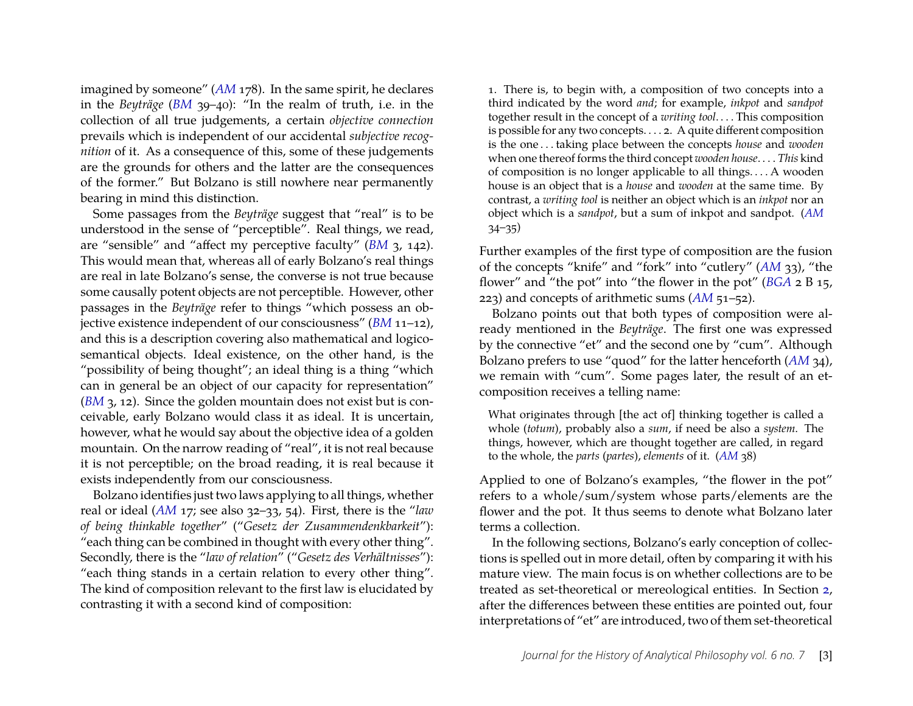imagined by someone" (*AM* 178). In the same spirit, he declares in the *Beyträge* (*BM* 39–40): "In the realm of truth, i.e. in the collection of all true judgements, a certain *objective connection* prevails which is independent of our accidental *subjective recognition* of it. As a consequence of this, some of these judgements are the grounds for others and the latter are the consequences of the former." But Bolzano is still nowhere near permanently bearing in mind this distinction.

Some passages from the *Beyträge* suggest that "real" is to be understood in the sense of "perceptible". Real things, we read, are "sensible" and "affect my perceptive faculty" (*BM* 3, 142). This would mean that, whereas all of early Bolzano's real things are real in late Bolzano's sense, the converse is not true because some causally potent objects are not perceptible. However, other passages in the *Beyträge* refer to things "which possess an objective existence independent of our consciousness" (*BM* 11–12), and this is a description covering also mathematical and logico-semantical objects. Ideal existence, on the other hand, is the "possibility of being thought"; an ideal thing is a thing "which can in general be an object of our capacity for representation" (*BM* 3, 12). Since the golden mountain does not exist but is conceivable, early Bolzano would class it as ideal. It is uncertain, however, what he would say about the objective idea of a golden mountain. On the narrow reading of "real", it is not real because it is not perceptible; on the broad reading, it is real because it exists independently from our consciousness.

Bolzano identifies just two laws applying to all things, whether real or ideal (*AM* 17; see also 32–33, 54). First, there is the "*law of being thinkable together*" ("*Gesetz der Zusammendenkbarkeit*"): "each thing can be combined in thought with every other thing". Secondly, there is the "*law of relation*" ("*Gesetz des Verhältnisses*"): "each thing stands in a certain relation to every other thing". The kind of composition relevant to the first law is elucidated by contrasting it with a second kind of composition:

> 1. There is, to begin with, a composition of two concepts into a third indicated by the word *and*; for example, *inkpot* and *sandpot* together result in the concept of a *writing tool*. . . . This composition is possible for any two concepts. . . . 2. A quite different composition is the one . . . taking place between the concepts *house* and *wooden* when one thereof forms the third concept *wooden house*. . . . *This* kind of composition is no longer applicable to all things. . . . A wooden house is an object that is a *house* and *wooden* at the same time. By contrast, a *writing tool* is neither an object which is an *inkpot* nor an object which is a *sandpot*, but a sum of inkpot and sandpot. (*AM* 34–35)

Further examples of the first type of composition are the fusion of the concepts "knife" and "fork" into "cutlery" (*AM* 33), "the flower" and "the pot" into "the flower in the pot" (*BGA* 2 B 15, 223) and concepts of arithmetic sums (*AM* 51–52).

Bolzano points out that both types of composition were already mentioned in the *Beyträge*. The first one was expressed by the connective "et" and the second one by "cum". Although Bolzano prefers to use "quod" for the latter henceforth (*AM* 34), we remain with "cum". Some pages later, the result of an et-composition receives a telling name:

> What originates through [the act of] thinking together is called a whole (*totum*), probably also a *sum*, if need be also a *system*. The things, however, which are thought together are called, in regard to the whole, the *parts* (*partes*), *elements* of it. (*AM* 38)

Applied to one of Bolzano's examples, "the flower in the pot" refers to a whole/sum/system whose parts/elements are the flower and the pot. It thus seems to denote what Bolzano later terms a collection.

In the following sections, Bolzano's early conception of collections is spelled out in more detail, often by comparing it with his mature view. The main focus is on whether collections are to be treated as set-theoretical or mereological entities. In Section 2, after the differences between these entities are pointed out, four interpretations of "et" are introduced, two of them set-theoretical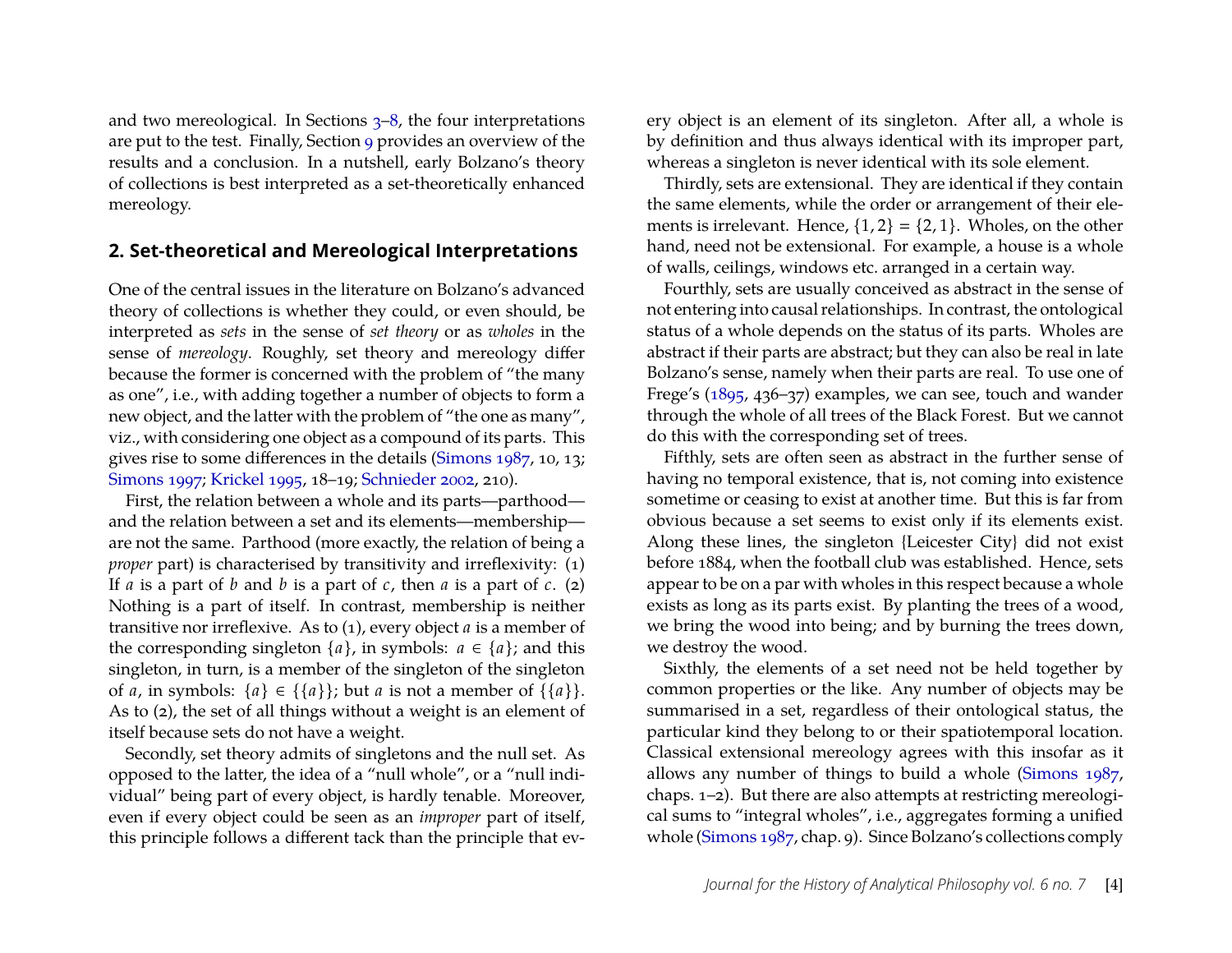and two mereological. In Sections 3–8, the four interpretations are put to the test. Finally, Section 9 provides an overview of the results and a conclusion. In a nutshell, early Bolzano's theory of collections is best interpreted as a set-theoretically enhanced mereology.

## 2. Set-theoretical and Mereological Interpretations

One of the central issues in the literature on Bolzano's advanced theory of collections is whether they could, or even should, be interpreted as *sets* in the sense of *set theory* or as *wholes* in the sense of *mereology*. Roughly, set theory and mereology differ because the former is concerned with the problem of "the many as one", i.e., with adding together a number of objects to form a new object, and the latter with the problem of "the one as many", viz., with considering one object as a compound of its parts. This gives rise to some differences in the details (Simons 1987, 10, 13; Simons 1997; Krickel 1995, 18–19; Schnieder 2002, 210).

First, the relation between a whole and its parts—parthood—and the relation between a set and its elements—membership—are not the same. Parthood (more exactly, the relation of being a *proper* part) is characterised by transitivity and irreflexivity: (1) If $a$ is a part of $b$ and $b$ is a part of $c$, then $a$ is a part of $c$. (2) Nothing is a part of itself. In contrast, membership is neither transitive nor irreflexive. As to (1), every object $a$ is a member of the corresponding singleton $\{a\}$, in symbols: $a \in \{a\}$; and this singleton, in turn, is a member of the singleton of the singleton of $a$, in symbols: $\{a\} \in \{\{a\}\}$; but $a$ is not a member of $\{\{a\}\}$. As to (2), the set of all things without a weight is an element of itself because sets do not have a weight.

Secondly, set theory admits of singletons and the null set. As opposed to the latter, the idea of a "null whole", or a "null individual" being part of every object, is hardly tenable. Moreover, even if every object could be seen as an *improper* part of itself, this principle follows a different tack than the principle that every object is an element of its singleton. After all, a whole is by definition and thus always identical with its improper part, whereas a singleton is never identical with its sole element.

Thirdly, sets are extensional. They are identical if they contain the same elements, while the order or arrangement of their elements is irrelevant. Hence, $\{1, 2\} = \{2, 1\}$. Wholes, on the other hand, need not be extensional. For example, a house is a whole of walls, ceilings, windows etc. arranged in a certain way.

Fourthly, sets are usually conceived as abstract in the sense of not entering into causal relationships. In contrast, the ontological status of a whole depends on the status of its parts. Wholes are abstract if their parts are abstract; but they can also be real in late Bolzano's sense, namely when their parts are real. To use one of Frege's (1895, 436–37) examples, we can see, touch and wander through the whole of all trees of the Black Forest. But we cannot do this with the corresponding set of trees.

Fifthly, sets are often seen as abstract in the further sense of having no temporal existence, that is, not coming into existence sometime or ceasing to exist at another time. But this is far from obvious because a set seems to exist only if its elements exist. Along these lines, the singleton {Leicester City} did not exist before 1884, when the football club was established. Hence, sets appear to be on a par with wholes in this respect because a whole exists as long as its parts exist. By planting the trees of a wood, we bring the wood into being; and by burning the trees down, we destroy the wood.

Sixthly, the elements of a set need not be held together by common properties or the like. Any number of objects may be summarised in a set, regardless of their ontological status, the particular kind they belong to or their spatiotemporal location. Classical extensional mereology agrees with this insofar as it allows any number of things to build a whole (Simons 1987, chaps. 1–2). But there are also attempts at restricting mereological sums to "integral wholes", i.e., aggregates forming a unified whole (Simons 1987, chap. 9). Since Bolzano's collections comply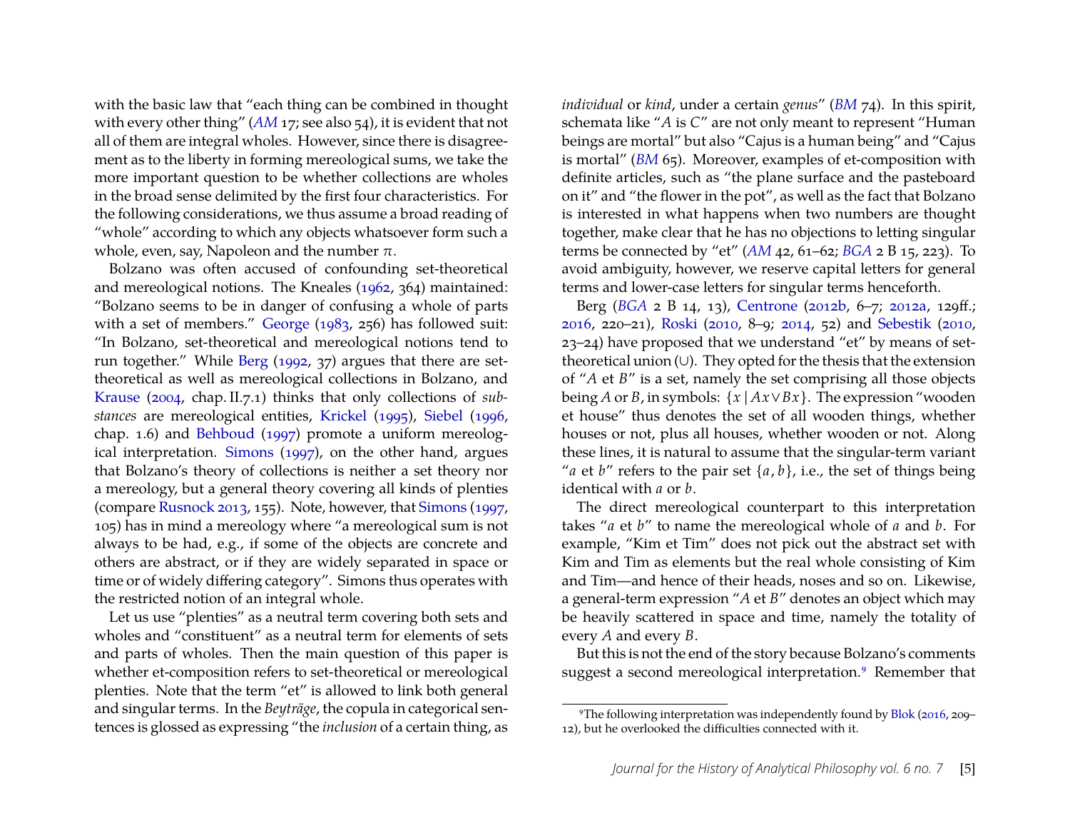with the basic law that "each thing can be combined in thought with every other thing" (*AM* 17; see also 54), it is evident that not all of them are integral wholes. However, since there is disagreement as to the liberty in forming mereological sums, we take the more important question to be whether collections are wholes in the broad sense delimited by the first four characteristics. For the following considerations, we thus assume a broad reading of "whole" according to which any objects whatsoever form such a whole, even, say, Napoleon and the number $\pi$.

Bolzano was often accused of confounding set-theoretical and mereological notions. The Kneales (1962, 364) maintained: "Bolzano seems to be in danger of confusing a whole of parts with a set of members." George (1983, 256) has followed suit: "In Bolzano, set-theoretical and mereological notions tend to run together." While Berg (1992, 37) argues that there are set-theoretical as well as mereological collections in Bolzano, and Krause (2004, chap. II.7.1) thinks that only collections of *substances* are mereological entities, Krickel (1995), Siebel (1996, chap. 1.6) and Behboud (1997) promote a uniform mereological interpretation. Simons (1997), on the other hand, argues that Bolzano's theory of collections is neither a set theory nor a mereology, but a general theory covering all kinds of plenties (compare Rusnock 2013, 155). Note, however, that Simons (1997, 105) has in mind a mereology where "a mereological sum is not always to be had, e.g., if some of the objects are concrete and others are abstract, or if they are widely separated in space or time or of widely differing category". Simons thus operates with the restricted notion of an integral whole.

Let us use "plenties" as a neutral term covering both sets and wholes and "constituent" as a neutral term for elements of sets and parts of wholes. Then the main question of this paper is whether et-composition refers to set-theoretical or mereological plenties. Note that the term "et" is allowed to link both general and singular terms. In the *Beyträge*, the copula in categorical sentences is glossed as expressing "the *inclusion* of a certain thing, as *individual* or *kind*, under a certain *genus*" (*BM* 74). In this spirit, schemata like "$A$ is $C$" are not only meant to represent "Human beings are mortal" but also "Cajus is a human being" and "Cajus is mortal" (*BM* 65). Moreover, examples of et-composition with definite articles, such as "the plane surface and the pasteboard on it" and "the flower in the pot", as well as the fact that Bolzano is interested in what happens when two numbers are thought together, make clear that he has no objections to letting singular terms be connected by "et" (*AM* 42, 61–62; *BGA* 2 B 15, 223). To avoid ambiguity, however, we reserve capital letters for general terms and lower-case letters for singular terms henceforth.

Berg (*BGA* 2 B 14, 13), Centrone (2012b, 6–7; 2012a, 129ff.; 2016, 220–21), Roski (2010, 8–9; 2014, 52) and Sebestik (2010, 23–24) have proposed that we understand "et" by means of set-theoretical union ($\cup$). They opted for the thesis that the extension of "$A$ et $B$" is a set, namely the set comprising all those objects being $A$ or $B$, in symbols: $\{x \mid Ax \vee Bx\}$. The expression "wooden et house" thus denotes the set of all wooden things, whether houses or not, plus all houses, whether wooden or not. Along these lines, it is natural to assume that the singular-term variant "$a$ et $b$" refers to the pair set $\{a, b\}$, i.e., the set of things being identical with $a$ or $b$.

The direct mereological counterpart to this interpretation takes "$a$ et $b$" to name the mereological whole of $a$ and $b$. For example, "Kim et Tim" does not pick out the abstract set with Kim and Tim as elements but the real whole consisting of Kim and Tim—and hence of their heads, noses and so on. Likewise, a general-term expression "$A$ et $B$" denotes an object which may be heavily scattered in space and time, namely the totality of every $A$ and every $B$.

But this is not the end of the story because Bolzano's comments suggest a second mereological interpretation.[9] Remember that

[9] The following interpretation was independently found by Blok (2016, 209–12), but he overlooked the difficulties connected with it.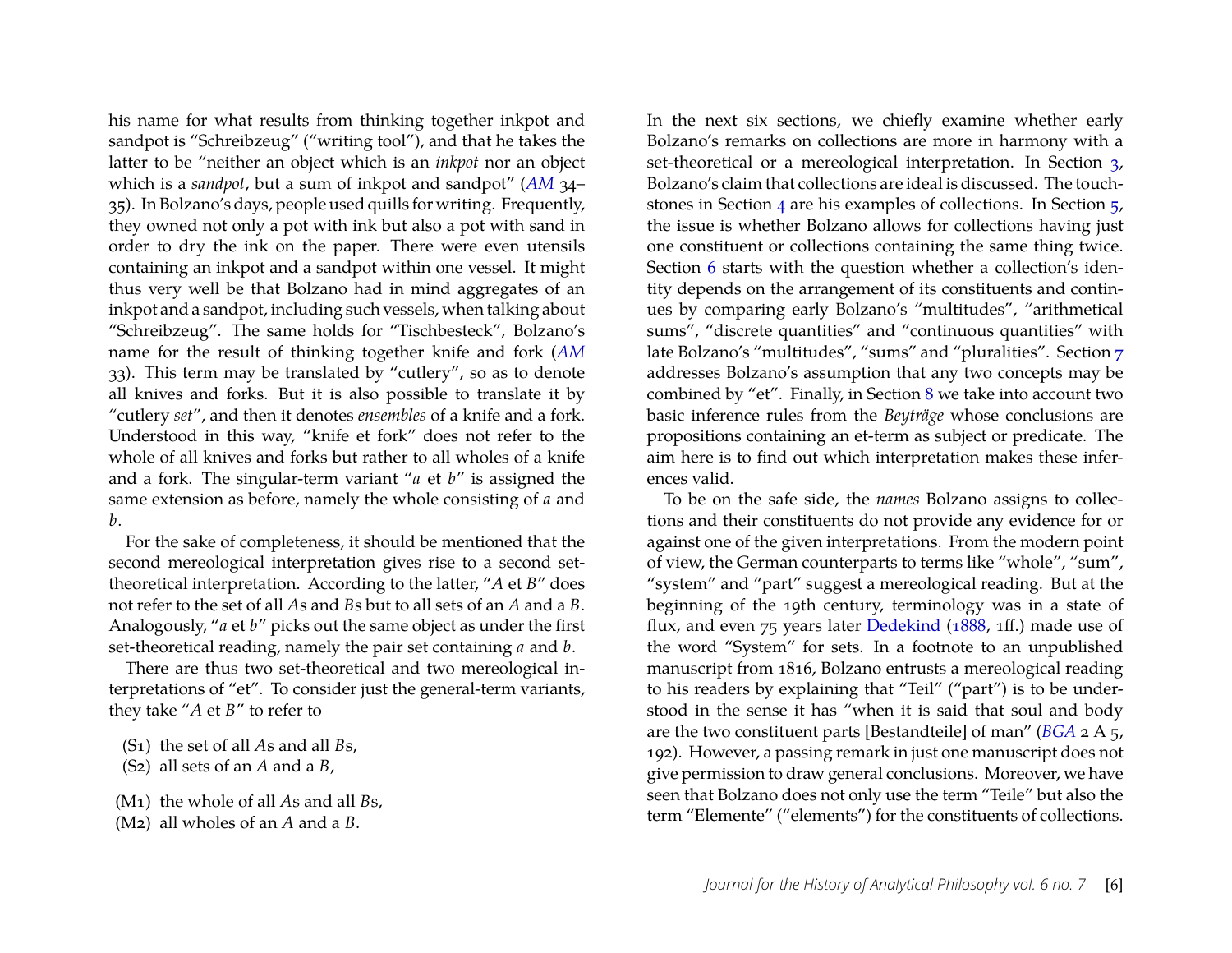his name for what results from thinking together inkpot and sandpot is "Schreibzeug" ("writing tool"), and that he takes the latter to be "neither an object which is an *inkpot* nor an object which is a *sandpot*, but a sum of inkpot and sandpot" (*AM* 34–35). In Bolzano's days, people used quills for writing. Frequently, they owned not only a pot with ink but also a pot with sand in order to dry the ink on the paper. There were even utensils containing an inkpot and a sandpot within one vessel. It might thus very well be that Bolzano had in mind aggregates of an inkpot and a sandpot, including such vessels, when talking about "Schreibzeug". The same holds for "Tischbesteck", Bolzano's name for the result of thinking together knife and fork (*AM* 33). This term may be translated by "cutlery", so as to denote all knives and forks. But it is also possible to translate it by "cutlery *set*", and then it denotes *ensembles* of a knife and a fork. Understood in this way, "knife et fork" does not refer to the whole of all knives and forks but rather to all wholes of a knife and a fork. The singular-term variant "*a* et *b*" is assigned the same extension as before, namely the whole consisting of *a* and *b*.

For the sake of completeness, it should be mentioned that the second mereological interpretation gives rise to a second set-theoretical interpretation. According to the latter, "*A* et *B*" does not refer to the set of all *A*s and *B*s but to all sets of an *A* and a *B*. Analogously, "*a* et *b*" picks out the same object as under the first set-theoretical reading, namely the pair set containing *a* and *b*.

There are thus two set-theoretical and two mereological interpretations of "et". To consider just the general-term variants, they take "*A* et *B*" to refer to

(S1) the set of all *A*s and all *B*s,
(S2) all sets of an *A* and a *B*,

(M1) the whole of all *A*s and all *B*s,
(M2) all wholes of an *A* and a *B*.

In the next six sections, we chiefly examine whether early Bolzano's remarks on collections are more in harmony with a set-theoretical or a mereological interpretation. In Section 3, Bolzano's claim that collections are ideal is discussed. The touchstones in Section 4 are his examples of collections. In Section 5, the issue is whether Bolzano allows for collections having just one constituent or collections containing the same thing twice. Section 6 starts with the question whether a collection's identity depends on the arrangement of its constituents and continues by comparing early Bolzano's "multitudes", "arithmetical sums", "discrete quantities" and "continuous quantities" with late Bolzano's "multitudes", "sums" and "pluralities". Section 7 addresses Bolzano's assumption that any two concepts may be combined by "et". Finally, in Section 8 we take into account two basic inference rules from the *Beyträge* whose conclusions are propositions containing an et-term as subject or predicate. The aim here is to find out which interpretation makes these inferences valid.

To be on the safe side, the *names* Bolzano assigns to collections and their constituents do not provide any evidence for or against one of the given interpretations. From the modern point of view, the German counterparts to terms like "whole", "sum", "system" and "part" suggest a mereological reading. But at the beginning of the 19th century, terminology was in a state of flux, and even 75 years later Dedekind (1888, 1ff.) made use of the word "System" for sets. In a footnote to an unpublished manuscript from 1816, Bolzano entrusts a mereological reading to his readers by explaining that "Teil" ("part") is to be understood in the sense it has "when it is said that soul and body are the two constituent parts [Bestandteile] of man" (*BGA* 2 A 5, 192). However, a passing remark in just one manuscript does not give permission to draw general conclusions. Moreover, we have seen that Bolzano does not only use the term "Teile" but also the term "Elemente" ("elements") for the constituents of collections.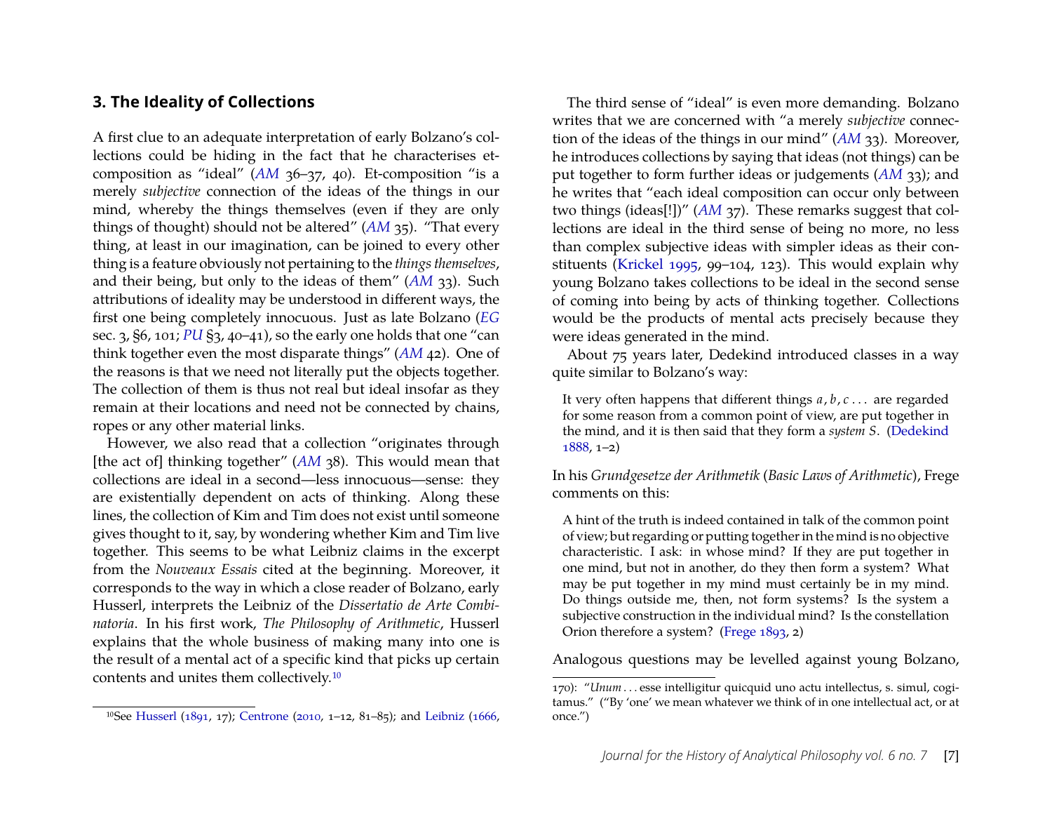## 3. The Ideality of Collections

A first clue to an adequate interpretation of early Bolzano's collections could be hiding in the fact that he characterises et-composition as "ideal" (*AM* 36–37, 40). Et-composition "is a merely *subjective* connection of the ideas of the things in our mind, whereby the things themselves (even if they are only things of thought) should not be altered" (*AM* 35). "That every thing, at least in our imagination, can be joined to every other thing is a feature obviously not pertaining to the *things themselves*, and their being, but only to the ideas of them" (*AM* 33). Such attributions of ideality may be understood in different ways, the first one being completely innocuous. Just as late Bolzano (*EG* sec. 3, §6, 101; *PU* §3, 40–41), so the early one holds that one "can think together even the most disparate things" (*AM* 42). One of the reasons is that we need not literally put the objects together. The collection of them is thus not real but ideal insofar as they remain at their locations and need not be connected by chains, ropes or any other material links.

However, we also read that a collection "originates through [the act of] thinking together" (*AM* 38). This would mean that collections are ideal in a second—less innocuous—sense: they are existentially dependent on acts of thinking. Along these lines, the collection of Kim and Tim does not exist until someone gives thought to it, say, by wondering whether Kim and Tim live together. This seems to be what Leibniz claims in the excerpt from the *Nouveaux Essais* cited at the beginning. Moreover, it corresponds to the way in which a close reader of Bolzano, early Husserl, interprets the Leibniz of the *Dissertatio de Arte Combinatoria*. In his first work, *The Philosophy of Arithmetic*, Husserl explains that the whole business of making many into one is the result of a mental act of a specific kind that picks up certain contents and unites them collectively.[10]

The third sense of "ideal" is even more demanding. Bolzano writes that we are concerned with "a merely *subjective* connection of the ideas of the things in our mind" (*AM* 33). Moreover, he introduces collections by saying that ideas (not things) can be put together to form further ideas or judgements (*AM* 33); and he writes that "each ideal composition can occur only between two things (ideas[!])" (*AM* 37). These remarks suggest that collections are ideal in the third sense of being no more, no less than complex subjective ideas with simpler ideas as their constituents (Krickel 1995, 99–104, 123). This would explain why young Bolzano takes collections to be ideal in the second sense of coming into being by acts of thinking together. Collections would be the products of mental acts precisely because they were ideas generated in the mind.

About 75 years later, Dedekind introduced classes in a way quite similar to Bolzano's way:

> It very often happens that different things $a, b, c \ldots$ are regarded for some reason from a common point of view, are put together in the mind, and it is then said that they form a *system S*. (Dedekind 1888, 1–2)

In his *Grundgesetze der Arithmetik* (*Basic Laws of Arithmetic*), Frege comments on this:

> A hint of the truth is indeed contained in talk of the common point of view; but regarding or putting together in the mind is no objective characteristic. I ask: in whose mind? If they are put together in one mind, but not in another, do they then form a system? What may be put together in my mind must certainly be in my mind. Do things outside me, then, not form systems? Is the system a subjective construction in the individual mind? Is the constellation Orion therefore a system? (Frege 1893, 2)

Analogous questions may be levelled against young Bolzano,

---

[10] See Husserl (1891, 17); Centrone (2010, 1–12, 81–85); and Leibniz (1666, 170): "*Unum* . . . esse intelligitur quicquid uno actu intellectus, s. simul, cogitamus." ("By 'one' we mean whatever we think of in one intellectual act, or at once.")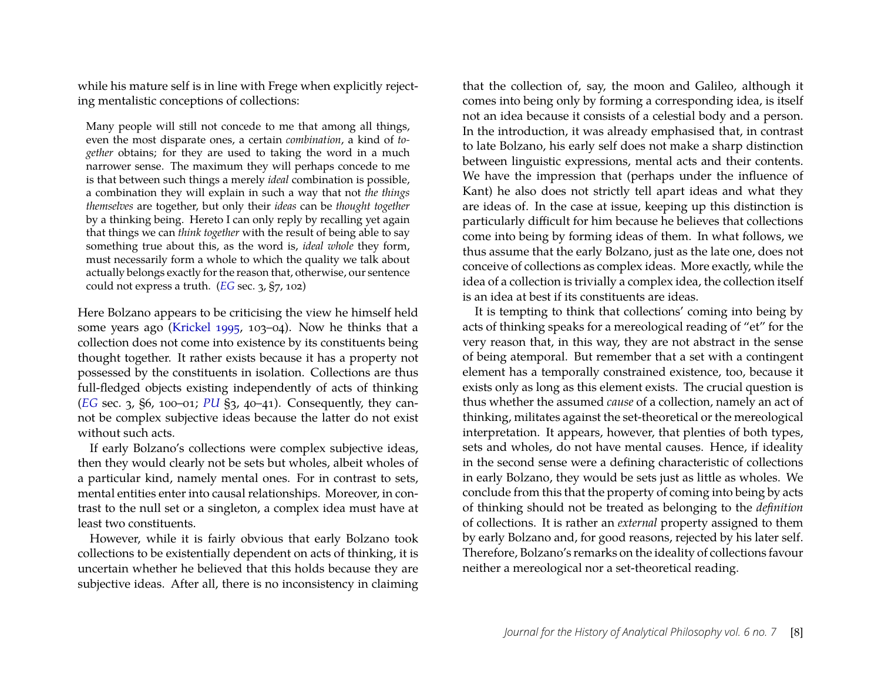while his mature self is in line with Frege when explicitly rejecting mentalistic conceptions of collections:

> Many people will still not concede to me that among all things, even the most disparate ones, a certain *combination*, a kind of *together* obtains; for they are used to taking the word in a much narrower sense. The maximum they will perhaps concede to me is that between such things a merely *ideal* combination is possible, a combination they will explain in such a way that not *the things themselves* are together, but only their *ideas* can be *thought together* by a thinking being. Hereto I can only reply by recalling yet again that things we can *think together* with the result of being able to say something true about this, as the word is, *ideal whole* they form, must necessarily form a whole to which the quality we talk about actually belongs exactly for the reason that, otherwise, our sentence could not express a truth. (*EG* sec. 3, §7, 102)

Here Bolzano appears to be criticising the view he himself held some years ago (Krickel 1995, 103–04). Now he thinks that a collection does not come into existence by its constituents being thought together. It rather exists because it has a property not possessed by the constituents in isolation. Collections are thus full-fledged objects existing independently of acts of thinking (*EG* sec. 3, §6, 100–01; *PU* §3, 40–41). Consequently, they cannot be complex subjective ideas because the latter do not exist without such acts.

If early Bolzano's collections were complex subjective ideas, then they would clearly not be sets but wholes, albeit wholes of a particular kind, namely mental ones. For in contrast to sets, mental entities enter into causal relationships. Moreover, in contrast to the null set or a singleton, a complex idea must have at least two constituents.

However, while it is fairly obvious that early Bolzano took collections to be existentially dependent on acts of thinking, it is uncertain whether he believed that this holds because they are subjective ideas. After all, there is no inconsistency in claiming that the collection of, say, the moon and Galileo, although it comes into being only by forming a corresponding idea, is itself not an idea because it consists of a celestial body and a person. In the introduction, it was already emphasised that, in contrast to late Bolzano, his early self does not make a sharp distinction between linguistic expressions, mental acts and their contents. We have the impression that (perhaps under the influence of Kant) he also does not strictly tell apart ideas and what they are ideas of. In the case at issue, keeping up this distinction is particularly difficult for him because he believes that collections come into being by forming ideas of them. In what follows, we thus assume that the early Bolzano, just as the late one, does not conceive of collections as complex ideas. More exactly, while the idea of a collection is trivially a complex idea, the collection itself is an idea at best if its constituents are ideas.

It is tempting to think that collections' coming into being by acts of thinking speaks for a mereological reading of "et" for the very reason that, in this way, they are not abstract in the sense of being atemporal. But remember that a set with a contingent element has a temporally constrained existence, too, because it exists only as long as this element exists. The crucial question is thus whether the assumed *cause* of a collection, namely an act of thinking, militates against the set-theoretical or the mereological interpretation. It appears, however, that plenties of both types, sets and wholes, do not have mental causes. Hence, if ideality in the second sense were a defining characteristic of collections in early Bolzano, they would be sets just as little as wholes. We conclude from this that the property of coming into being by acts of thinking should not be treated as belonging to the *definition* of collections. It is rather an *external* property assigned to them by early Bolzano and, for good reasons, rejected by his later self. Therefore, Bolzano's remarks on the ideality of collections favour neither a mereological nor a set-theoretical reading.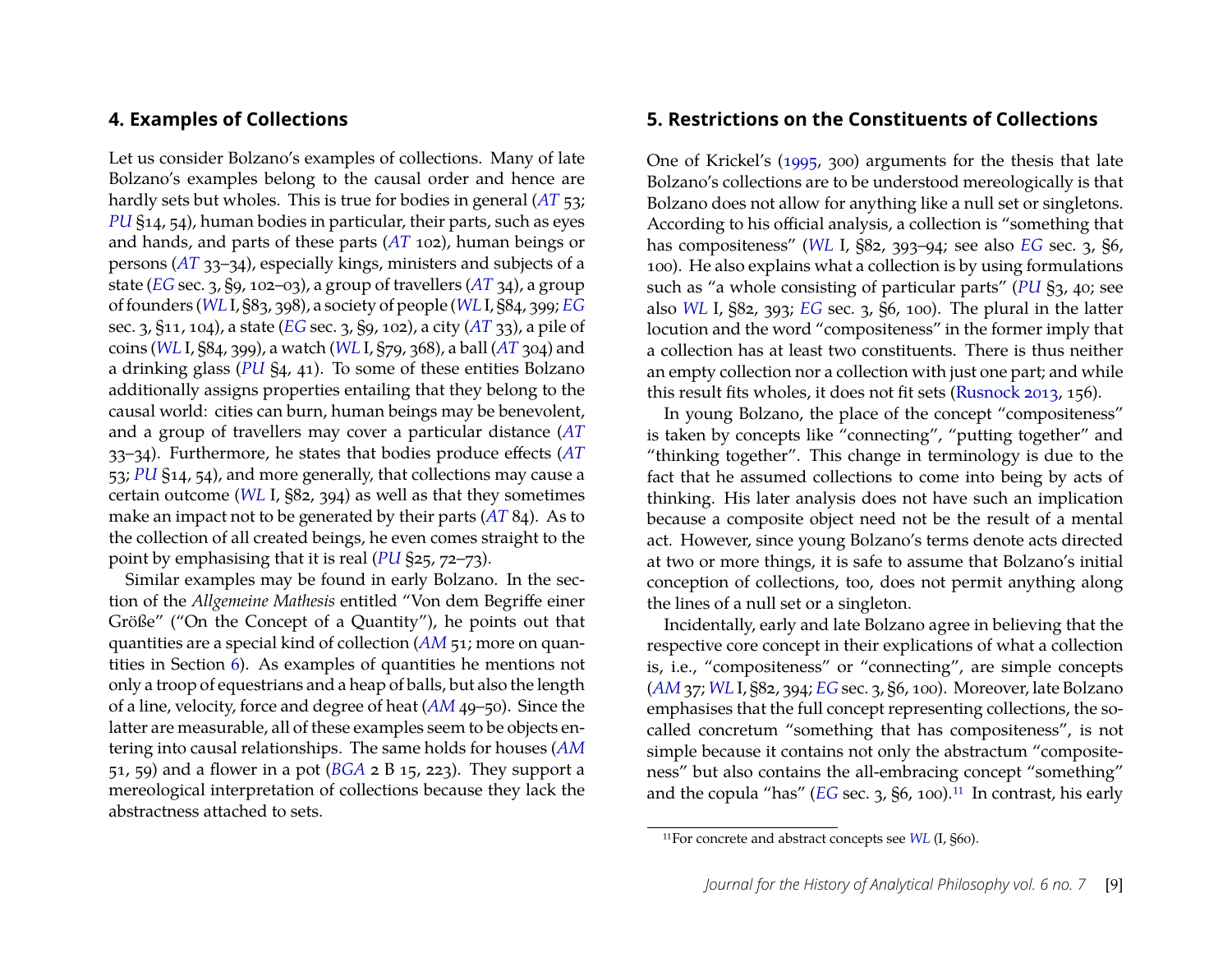## 4. Examples of Collections

Let us consider Bolzano's examples of collections. Many of late Bolzano's examples belong to the causal order and hence are hardly sets but wholes. This is true for bodies in general (*AT* 53; *PU* §14, 54), human bodies in particular, their parts, such as eyes and hands, and parts of these parts (*AT* 102), human beings or persons (*AT* 33–34), especially kings, ministers and subjects of a state (*EG* sec. 3, §9, 102–03), a group of travellers (*AT* 34), a group of founders (*WL* I, §83, 398), a society of people (*WL* I, §84, 399; *EG* sec. 3, §11, 104), a state (*EG* sec. 3, §9, 102), a city (*AT* 33), a pile of coins (*WL* I, §84, 399), a watch (*WL* I, §79, 368), a ball (*AT* 304) and a drinking glass (*PU* §4, 41). To some of these entities Bolzano additionally assigns properties entailing that they belong to the causal world: cities can burn, human beings may be benevolent, and a group of travellers may cover a particular distance (*AT* 33–34). Furthermore, he states that bodies produce effects (*AT* 53; *PU* §14, 54), and more generally, that collections may cause a certain outcome (*WL* I, §82, 394) as well as that they sometimes make an impact not to be generated by their parts (*AT* 84). As to the collection of all created beings, he even comes straight to the point by emphasising that it is real (*PU* §25, 72–73).

Similar examples may be found in early Bolzano. In the section of the *Allgemeine Mathesis* entitled "Von dem Begriffe einer Größe" ("On the Concept of a Quantity"), he points out that quantities are a special kind of collection (*AM* 51; more on quantities in Section 6). As examples of quantities he mentions not only a troop of equestrians and a heap of balls, but also the length of a line, velocity, force and degree of heat (*AM* 49–50). Since the latter are measurable, all of these examples seem to be objects entering into causal relationships. The same holds for houses (*AM* 51, 59) and a flower in a pot (*BGA* 2 B 15, 223). They support a mereological interpretation of collections because they lack the abstractness attached to sets.

## 5. Restrictions on the Constituents of Collections

One of Krickel's (1995, 300) arguments for the thesis that late Bolzano's collections are to be understood mereologically is that Bolzano does not allow for anything like a null set or singletons. According to his official analysis, a collection is "something that has compositeness" (*WL* I, §82, 393–94; see also *EG* sec. 3, §6, 100). He also explains what a collection is by using formulations such as "a whole consisting of particular parts" (*PU* §3, 40; see also *WL* I, §82, 393; *EG* sec. 3, §6, 100). The plural in the latter locution and the word "compositeness" in the former imply that a collection has at least two constituents. There is thus neither an empty collection nor a collection with just one part; and while this result fits wholes, it does not fit sets (Rusnock 2013, 156).

In young Bolzano, the place of the concept "compositeness" is taken by concepts like "connecting", "putting together" and "thinking together". This change in terminology is due to the fact that he assumed collections to come into being by acts of thinking. His later analysis does not have such an implication because a composite object need not be the result of a mental act. However, since young Bolzano's terms denote acts directed at two or more things, it is safe to assume that Bolzano's initial conception of collections, too, does not permit anything along the lines of a null set or a singleton.

Incidentally, early and late Bolzano agree in believing that the respective core concept in their explications of what a collection is, i.e., "compositeness" or "connecting", are simple concepts (*AM* 37; *WL* I, §82, 394; *EG* sec. 3, §6, 100). Moreover, late Bolzano emphasises that the full concept representing collections, the so-called concretum "something that has compositeness", is not simple because it contains not only the abstractum "compositeness" but also contains the all-embracing concept "something" and the copula "has" (*EG* sec. 3, §6, 100).[11] In contrast, his early

[11] For concrete and abstract concepts see *WL* (I, §60).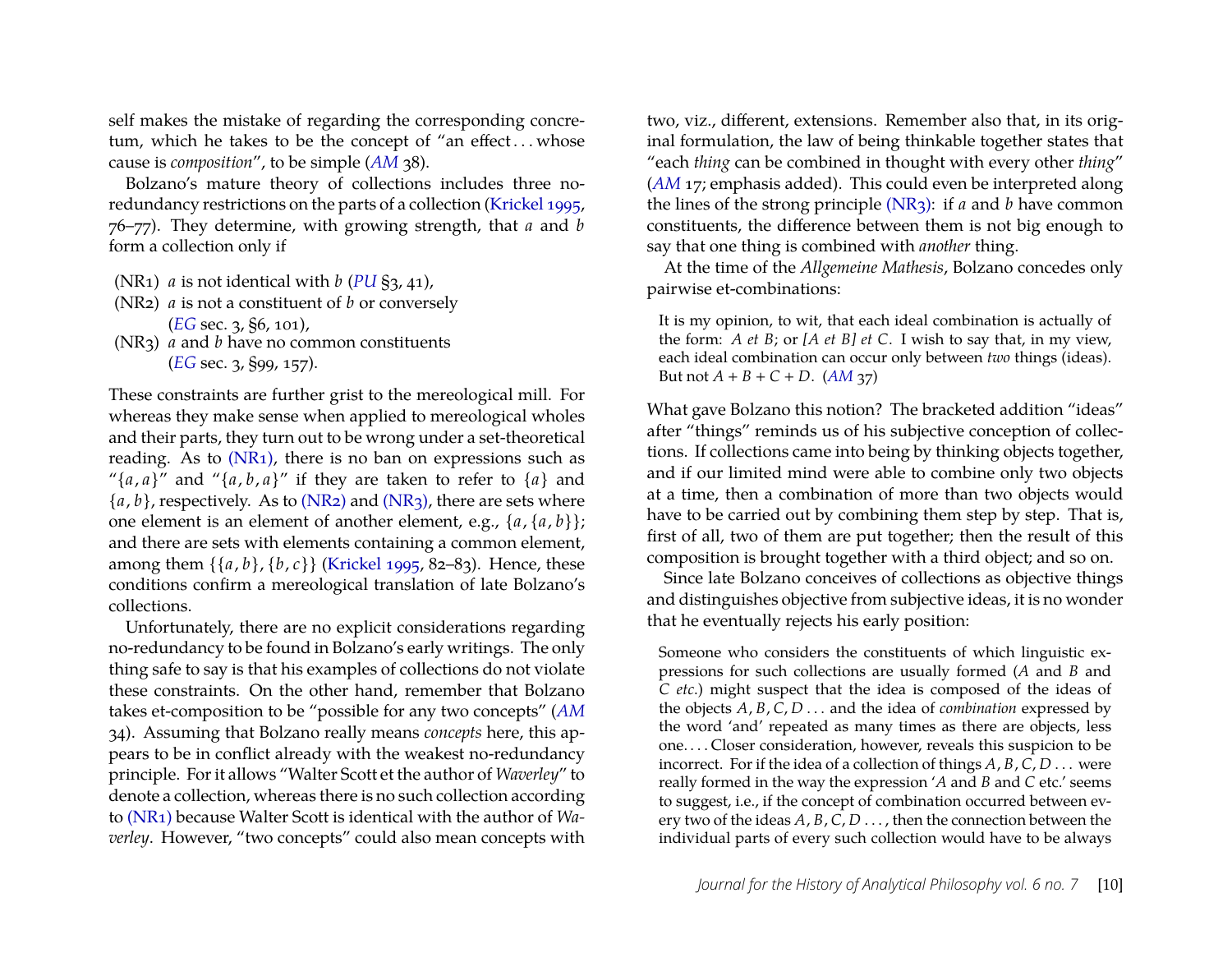self makes the mistake of regarding the corresponding concretum, which he takes to be the concept of "an effect ... whose cause is *composition*", to be simple (*AM* 38).

Bolzano's mature theory of collections includes three no-redundancy restrictions on the parts of a collection (Krickel 1995, 76–77). They determine, with growing strength, that $a$ and $b$ form a collection only if

(NR1) $a$ is not identical with $b$ (*PU* §3, 41),

(NR2) $a$ is not a constituent of $b$ or conversely (*EG* sec. 3, §6, 101),

(NR3) $a$ and $b$ have no common constituents (*EG* sec. 3, §99, 157).

These constraints are further grist to the mereological mill. For whereas they make sense when applied to mereological wholes and their parts, they turn out to be wrong under a set-theoretical reading. As to (NR1), there is no ban on expressions such as "$\{a, a\}$" and "$\{a, b, a\}$" if they are taken to refer to $\{a\}$ and $\{a, b\}$, respectively. As to (NR2) and (NR3), there are sets where one element is an element of another element, e.g., $\{a, \{a, b\}\}$; and there are sets with elements containing a common element, among them $\{\{a, b\}, \{b, c\}\}$ (Krickel 1995, 82–83). Hence, these conditions confirm a mereological translation of late Bolzano's collections.

Unfortunately, there are no explicit considerations regarding no-redundancy to be found in Bolzano's early writings. The only thing safe to say is that his examples of collections do not violate these constraints. On the other hand, remember that Bolzano takes et-composition to be "possible for any two concepts" (*AM* 34). Assuming that Bolzano really means *concepts* here, this appears to be in conflict already with the weakest no-redundancy principle. For it allows "Walter Scott et the author of *Waverley*" to denote a collection, whereas there is no such collection according to (NR1) because Walter Scott is identical with the author of *Waverley*. However, "two concepts" could also mean concepts with two, viz., different, extensions. Remember also that, in its original formulation, the law of being thinkable together states that "each *thing* can be combined in thought with every other *thing*" (*AM* 17; emphasis added). This could even be interpreted along the lines of the strong principle (NR3): if $a$ and $b$ have common constituents, the difference between them is not big enough to say that one thing is combined with *another* thing.

At the time of the *Allgemeine Mathesis*, Bolzano concedes only pairwise et-combinations:

> It is my opinion, to wit, that each ideal combination is actually of the form: *A et B*; or *[A et B] et C*. I wish to say that, in my view, each ideal combination can occur only between *two* things (ideas). But not $A + B + C + D$. (*AM* 37)

What gave Bolzano this notion? The bracketed addition "ideas" after "things" reminds us of his subjective conception of collections. If collections came into being by thinking objects together, and if our limited mind were able to combine only two objects at a time, then a combination of more than two objects would have to be carried out by combining them step by step. That is, first of all, two of them are put together; then the result of this composition is brought together with a third object; and so on.

Since late Bolzano conceives of collections as objective things and distinguishes objective from subjective ideas, it is no wonder that he eventually rejects his early position:

> Someone who considers the constituents of which linguistic expressions for such collections are usually formed (*A* and *B* and *C etc.*) might suspect that the idea is composed of the ideas of the objects $A, B, C, D \ldots$ and the idea of *combination* expressed by the word 'and' repeated as many times as there are objects, less one. ... Closer consideration, however, reveals this suspicion to be incorrect. For if the idea of a collection of things $A, B, C, D \ldots$ were really formed in the way the expression '*A* and *B* and *C* etc.' seems to suggest, i.e., if the concept of combination occurred between every two of the ideas $A, B, C, D \ldots$, then the connection between the individual parts of every such collection would have to be always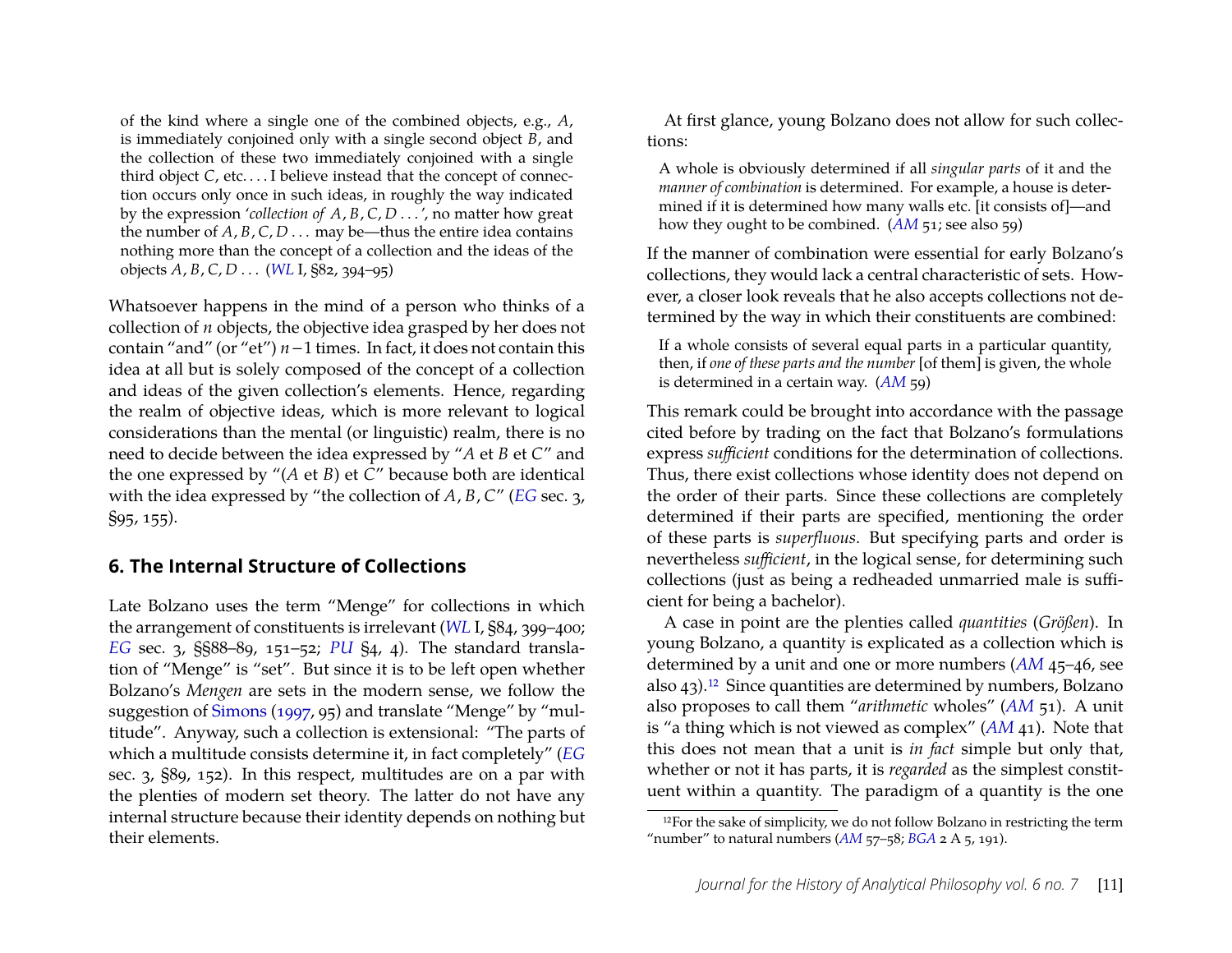> of the kind where a single one of the combined objects, e.g., $A$, is immediately conjoined only with a single second object $B$, and the collection of these two immediately conjoined with a single third object $C$, etc. . . . I believe instead that the concept of connection occurs only once in such ideas, in roughly the way indicated by the expression '*collection of* $A, B, C, D \ldots$', no matter how great the number of $A, B, C, D \ldots$ may be—thus the entire idea contains nothing more than the concept of a collection and the ideas of the objects $A, B, C, D \ldots$ (*WL* I, §82, 394–95)

Whatsoever happens in the mind of a person who thinks of a collection of $n$ objects, the objective idea grasped by her does not contain "and" (or "et") $n-1$ times. In fact, it does not contain this idea at all but is solely composed of the concept of a collection and ideas of the given collection's elements. Hence, regarding the realm of objective ideas, which is more relevant to logical considerations than the mental (or linguistic) realm, there is no need to decide between the idea expressed by "$A$ et $B$ et $C$" and the one expressed by "($A$ et $B$) et $C$" because both are identical with the idea expressed by "the collection of $A, B, C$" (*EG* sec. 3, §95, 155).

## 6. The Internal Structure of Collections

Late Bolzano uses the term "Menge" for collections in which the arrangement of constituents is irrelevant (*WL* I, §84, 399–400; *EG* sec. 3, §§88–89, 151–52; *PU* §4, 4). The standard translation of "Menge" is "set". But since it is to be left open whether Bolzano's *Mengen* are sets in the modern sense, we follow the suggestion of Simons (1997, 95) and translate "Menge" by "multitude". Anyway, such a collection is extensional: "The parts of which a multitude consists determine it, in fact completely" (*EG* sec. 3, §89, 152). In this respect, multitudes are on a par with the plenties of modern set theory. The latter do not have any internal structure because their identity depends on nothing but their elements.

At first glance, young Bolzano does not allow for such collections:

> A whole is obviously determined if all *singular parts* of it and the *manner of combination* is determined. For example, a house is determined if it is determined how many walls etc. [it consists of]—and how they ought to be combined. (*AM* 51; see also 59)

If the manner of combination were essential for early Bolzano's collections, they would lack a central characteristic of sets. However, a closer look reveals that he also accepts collections not determined by the way in which their constituents are combined:

> If a whole consists of several equal parts in a particular quantity, then, if *one of these parts and the number* [of them] is given, the whole is determined in a certain way. (*AM* 59)

This remark could be brought into accordance with the passage cited before by trading on the fact that Bolzano's formulations express *sufficient* conditions for the determination of collections. Thus, there exist collections whose identity does not depend on the order of their parts. Since these collections are completely determined if their parts are specified, mentioning the order of these parts is *superfluous*. But specifying parts and order is nevertheless *sufficient*, in the logical sense, for determining such collections (just as being a redheaded unmarried male is sufficient for being a bachelor).

A case in point are the plenties called *quantities* (*Größen*). In young Bolzano, a quantity is explicated as a collection which is determined by a unit and one or more numbers (*AM* 45–46, see also 43).[12] Since quantities are determined by numbers, Bolzano also proposes to call them "*arithmetic* wholes" (*AM* 51). A unit is "a thing which is not viewed as complex" (*AM* 41). Note that this does not mean that a unit is *in fact* simple but only that, whether or not it has parts, it is *regarded* as the simplest constituent within a quantity. The paradigm of a quantity is the one

[12] For the sake of simplicity, we do not follow Bolzano in restricting the term "number" to natural numbers (*AM* 57–58; *BGA* 2 A 5, 191).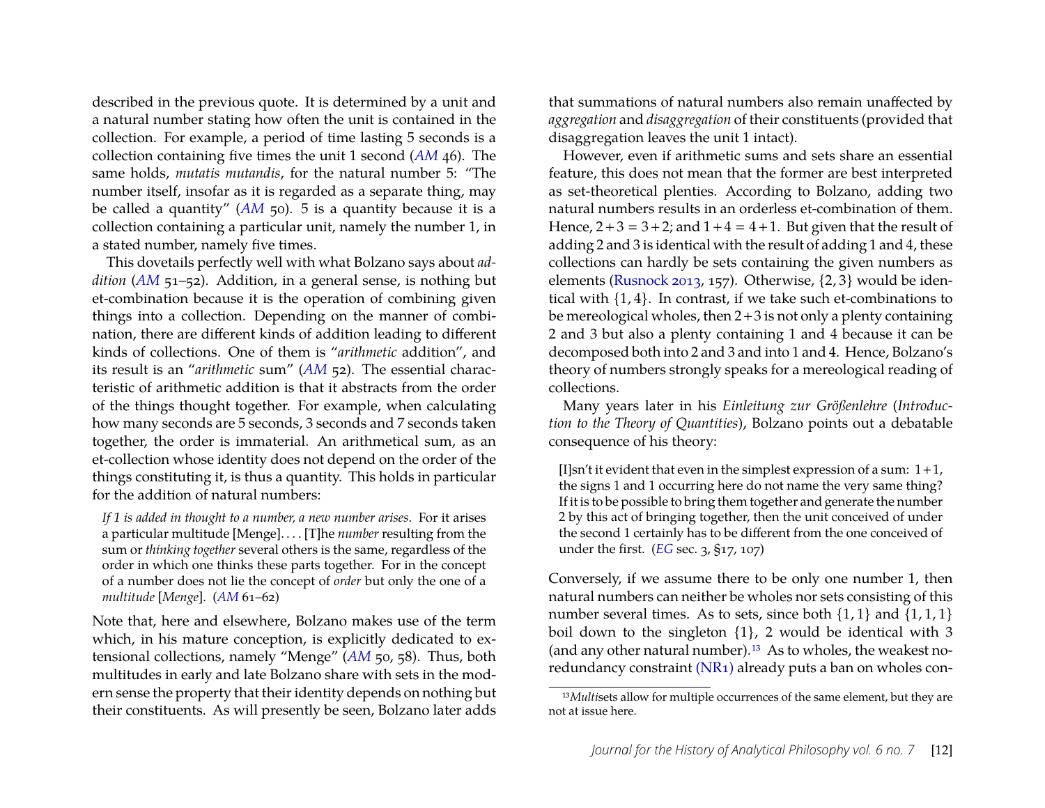described in the previous quote. It is determined by a unit and a natural number stating how often the unit is contained in the collection. For example, a period of time lasting 5 seconds is a collection containing five times the unit 1 second (*AM* 46). The same holds, *mutatis mutandis*, for the natural number 5: "The number itself, insofar as it is regarded as a separate thing, may be called a quantity" (*AM* 50). 5 is a quantity because it is a collection containing a particular unit, namely the number 1, in a stated number, namely five times.

This dovetails perfectly well with what Bolzano says about *addition* (*AM* 51–52). Addition, in a general sense, is nothing but et-combination because it is the operation of combining given things into a collection. Depending on the manner of combination, there are different kinds of addition leading to different kinds of collections. One of them is "*arithmetic* addition", and its result is an "*arithmetic* sum" (*AM* 52). The essential characteristic of arithmetic addition is that it abstracts from the order of the things thought together. For example, when calculating how many seconds are 5 seconds, 3 seconds and 7 seconds taken together, the order is immaterial. An arithmetical sum, as an et-collection whose identity does not depend on the order of the things constituting it, is thus a quantity. This holds in particular for the addition of natural numbers:

> *If 1 is added in thought to a number, a new number arises*. For it arises a particular multitude [Menge]. . . . [T]he *number* resulting from the sum or *thinking together* several others is the same, regardless of the order in which one thinks these parts together. For in the concept of a number does not lie the concept of *order* but only the one of a *multitude* [*Menge*]. (*AM* 61–62)

Note that, here and elsewhere, Bolzano makes use of the term which, in his mature conception, is explicitly dedicated to extensional collections, namely "Menge" (*AM* 50, 58). Thus, both multitudes in early and late Bolzano share with sets in the modern sense the property that their identity depends on nothing but their constituents. As will presently be seen, Bolzano later adds that summations of natural numbers also remain unaffected by *aggregation* and *disaggregation* of their constituents (provided that disaggregation leaves the unit 1 intact).

However, even if arithmetic sums and sets share an essential feature, this does not mean that the former are best interpreted as set-theoretical plenties. According to Bolzano, adding two natural numbers results in an orderless et-combination of them. Hence, $2+3 = 3+2$; and $1+4 = 4+1$. But given that the result of adding 2 and 3 is identical with the result of adding 1 and 4, these collections can hardly be sets containing the given numbers as elements (Rusnock 2013, 157). Otherwise, $\{2, 3\}$ would be identical with $\{1, 4\}$. In contrast, if we take such et-combinations to be mereological wholes, then $2+3$ is not only a plenty containing 2 and 3 but also a plenty containing 1 and 4 because it can be decomposed both into 2 and 3 and into 1 and 4. Hence, Bolzano's theory of numbers strongly speaks for a mereological reading of collections.

Many years later in his *Einleitung zur Größenlehre* (*Introduction to the Theory of Quantities*), Bolzano points out a debatable consequence of his theory:

> [I]sn't it evident that even in the simplest expression of a sum: $1+1$, the signs 1 and 1 occurring here do not name the very same thing? If it is to be possible to bring them together and generate the number 2 by this act of bringing together, then the unit conceived of under the second 1 certainly has to be different from the one conceived of under the first. (*EG* sec. 3, §17, 107)

Conversely, if we assume there to be only one number 1, then natural numbers can neither be wholes nor sets consisting of this number several times. As to sets, since both $\{1, 1\}$ and $\{1, 1, 1\}$ boil down to the singleton $\{1\}$, 2 would be identical with 3 (and any other natural number).[13] As to wholes, the weakest no-redundancy constraint (NR1) already puts a ban on wholes con-

[13] *Multi*sets allow for multiple occurrences of the same element, but they are not at issue here.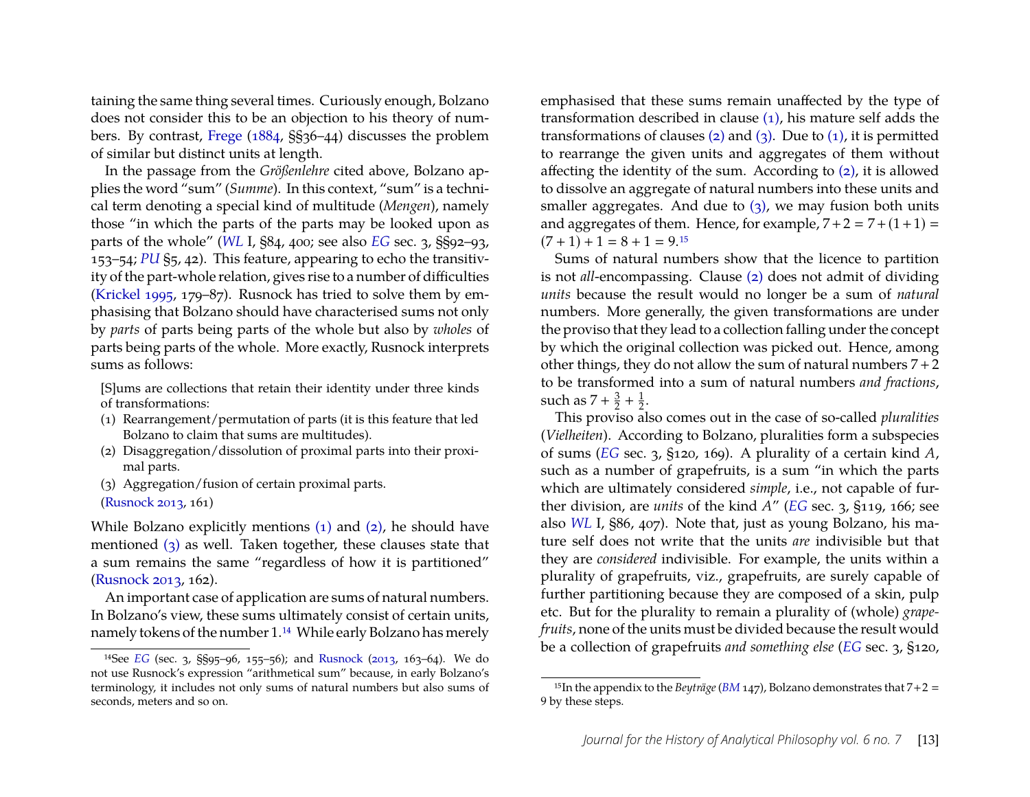taining the same thing several times. Curiously enough, Bolzano does not consider this to be an objection to his theory of numbers. By contrast, Frege (1884, §§36–44) discusses the problem of similar but distinct units at length.

In the passage from the *Größenlehre* cited above, Bolzano applies the word "sum" (*Summe*). In this context, "sum" is a technical term denoting a special kind of multitude (*Mengen*), namely those "in which the parts of the parts may be looked upon as parts of the whole" (*WL* I, §84, 400; see also *EG* sec. 3, §§92–93, 153–54; *PU* §5, 42). This feature, appearing to echo the transitivity of the part-whole relation, gives rise to a number of difficulties (Krickel 1995, 179–87). Rusnock has tried to solve them by emphasising that Bolzano should have characterised sums not merely by *parts* of parts being parts of the whole but also by *wholes* of parts being parts of the whole. More exactly, Rusnock interprets sums as follows:

> [S]ums are collections that retain their identity under three kinds of transformations:
>
> (1) Rearrangement/permutation of parts (it is this feature that led Bolzano to claim that sums are multitudes).
>
> (2) Disaggregation/dissolution of proximal parts into their proximal parts.
>
> (3) Aggregation/fusion of certain proximal parts.
>
> (Rusnock 2013, 161)

While Bolzano explicitly mentions (1) and (2), he should have mentioned (3) as well. Taken together, these clauses state that a sum remains the same "regardless of how it is partitioned" (Rusnock 2013, 162).

An important case of application are sums of natural numbers. In Bolzano's view, these sums ultimately consist of certain units, namely tokens of the number 1.[14] While early Bolzano has merely emphasised that these sums remain unaffected by the type of transformation described in clause (1), his mature self adds the transformations of clauses (2) and (3). Due to (1), it is permitted to rearrange the given units and aggregates of them without affecting the identity of the sum. According to (2), it is allowed to dissolve an aggregate of natural numbers into these units and smaller aggregates. And due to (3), we may fusion both units and aggregates of them. Hence, for example, $7+2 = 7+(1+1) = (7+1)+1 = 8+1 = 9$.[15]

Sums of natural numbers show that the licence to partition is not *all*-encompassing. Clause (2) does not admit of dividing *units* because the result would no longer be a sum of *natural* numbers. More generally, the given transformations are under the proviso that they lead to a collection falling under the concept by which the original collection was picked out. Hence, among other things, they do not allow the sum of natural numbers $7+2$ to be transformed into a sum of natural numbers *and fractions*, such as $7 + \frac{3}{2} + \frac{1}{2}$.

This proviso also comes out in the case of so-called *pluralities* (*Vielheiten*). According to Bolzano, pluralities form a subspecies of sums (*EG* sec. 3, §120, 169). A plurality of a certain kind *A*, such as a number of grapefruits, is a sum "in which the parts which are ultimately considered *simple*, i.e., not capable of further division, are *units* of the kind *A*" (*EG* sec. 3, §119, 166; see also *WL* I, §86, 407). Note that, just as young Bolzano, his mature self does not write that the units *are* indivisible but that they are *considered* indivisible. For example, the units within a plurality of grapefruits, viz., grapefruits, are surely capable of further partitioning because they are composed of a skin, pulp etc. But for the plurality to remain a plurality of (whole) *grapefruits*, none of the units must be divided because the result would be a collection of grapefruits *and something else* (*EG* sec. 3, §120,

---

[14] See *EG* (sec. 3, §§95–96, 155–56); and Rusnock (2013, 163–64). We do not use Rusnock's expression "arithmetical sum" because, in early Bolzano's terminology, it includes not only sums of natural numbers but also sums of seconds, meters and so on.

[15] In the appendix to the *Beyträge* (*BM* 147), Bolzano demonstrates that $7+2 = 9$ by these steps.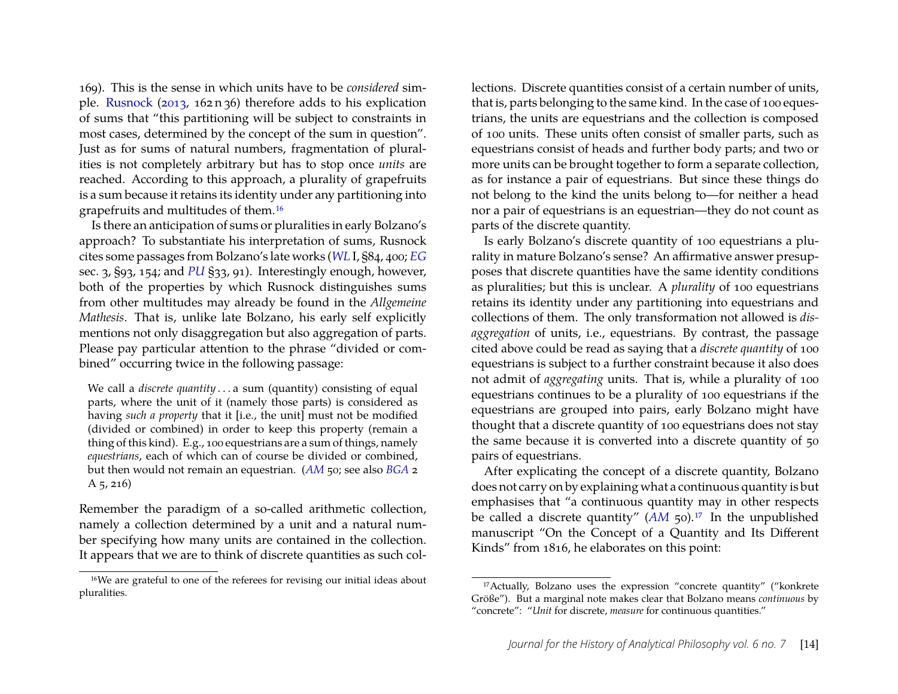169). This is the sense in which units have to be *considered* simple. Rusnock (2013, 162 n 36) therefore adds to his explication of sums that "this partitioning will be subject to constraints in most cases, determined by the concept of the sum in question". Just as for sums of natural numbers, fragmentation of pluralities is not completely arbitrary but has to stop once *units* are reached. According to this approach, a plurality of grapefruits is a sum because it retains its identity under any partitioning into grapefruits and multitudes of them.[16]

Is there an anticipation of sums or pluralities in early Bolzano's approach? To substantiate his interpretation of sums, Rusnock cites some passages from Bolzano's late works (*WL* I, §84, 400; *EG* sec. 3, §93, 154; and *PU* §33, 91). Interestingly enough, however, both of the properties by which Rusnock distinguishes sums from other multitudes may already be found in the *Allgemeine Mathesis*. That is, unlike late Bolzano, his early self explicitly mentions not only disaggregation but also aggregation of parts. Please pay particular attention to the phrase "divided or combined" occurring twice in the following passage:

> We call a *discrete quantity* . . . a sum (quantity) consisting of equal parts, where the unit of it (namely those parts) is considered as having *such a property* that it [i.e., the unit] must not be modified (divided or combined) in order to keep this property (remain a thing of this kind). E.g., 100 equestrians are a sum of things, namely *equestrians*, each of which can of course be divided or combined, but then would not remain an equestrian. (*AM* 50; see also *BGA* 2 A 5, 216)

Remember the paradigm of a so-called arithmetic collection, namely a collection determined by a unit and a natural number specifying how many units are contained in the collection. It appears that we are to think of discrete quantities as such collections. Discrete quantities consist of a certain number of units, that is, parts belonging to the same kind. In the case of 100 equestrians, the units are equestrians and the collection is composed of 100 units. These units often consist of smaller parts, such as equestrians consist of heads and further body parts; and two or more units can be brought together to form a separate collection, as for instance a pair of equestrians. But since these things do not belong to the kind the units belong to—for neither a head nor a pair of equestrians is an equestrian—they do not count as parts of the discrete quantity.

Is early Bolzano's discrete quantity of 100 equestrians a plurality in mature Bolzano's sense? An affirmative answer presupposes that discrete quantities have the same identity conditions as pluralities; but this is unclear. A *plurality* of 100 equestrians retains its identity under any partitioning into equestrians and collections of them. The only transformation not allowed is *disaggregation* of units, i.e., equestrians. By contrast, the passage cited above could be read as saying that a *discrete quantity* of 100 equestrians is subject to a further constraint because it also does not admit of *aggregating* units. That is, while a plurality of 100 equestrians continues to be a plurality of 100 equestrians if the equestrians are grouped into pairs, early Bolzano might have thought that a discrete quantity of 100 equestrians does not stay the same because it is converted into a discrete quantity of 50 pairs of equestrians.

After explicating the concept of a discrete quantity, Bolzano does not carry on by explaining what a continuous quantity is but emphasises that "a continuous quantity may in other respects be called a discrete quantity" (*AM* 50).[17] In the unpublished manuscript "On the Concept of a Quantity and Its Different Kinds" from 1816, he elaborates on this point:

---

[16] We are grateful to one of the referees for revising our initial ideas about pluralities.

[17] Actually, Bolzano uses the expression "concrete quantity" ("konkrete Größe"). But a marginal note makes clear that Bolzano means *continuous* by "concrete": "*Unit* for discrete, *measure* for continuous quantities."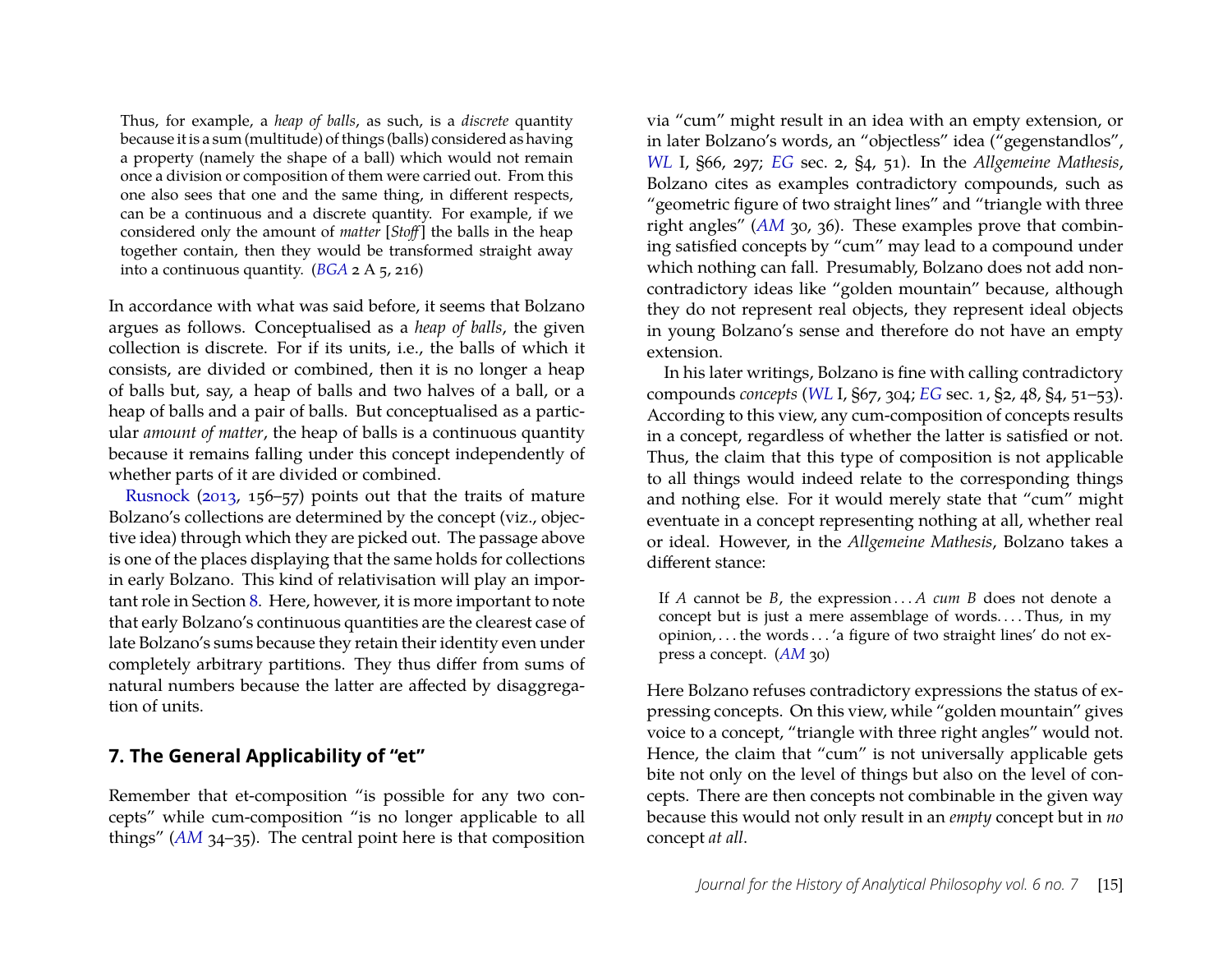> Thus, for example, a *heap of balls*, as such, is a *discrete* quantity because it is a sum (multitude) of things (balls) considered as having a property (namely the shape of a ball) which would not remain once a division or composition of them were carried out. From this one also sees that one and the same thing, in different respects, can be a continuous and a discrete quantity. For example, if we considered only the amount of *matter* [*Stoff*] the balls in the heap together contain, then they would be transformed straight away into a continuous quantity. (*BGA* 2 A 5, 216)

In accordance with what was said before, it seems that Bolzano argues as follows. Conceptualised as a *heap of balls*, the given collection is discrete. For if its units, i.e., the balls of which it consists, are divided or combined, then it is no longer a heap of balls but, say, a heap of balls and two halves of a ball, or a heap of balls and a pair of balls. But conceptualised as a particular *amount of matter*, the heap of balls is a continuous quantity because it remains falling under this concept independently of whether parts of it are divided or combined.

Rusnock (2013, 156–57) points out that the traits of mature Bolzano's collections are determined by the concept (viz., objective idea) through which they are picked out. The passage above is one of the places displaying that the same holds for collections in early Bolzano. This kind of relativisation will play an important role in Section 8. Here, however, it is more important to note that early Bolzano's continuous quantities are the clearest case of late Bolzano's sums because they retain their identity even under completely arbitrary partitions. They thus differ from sums of natural numbers because the latter are affected by disaggregation of units.

## 7. The General Applicability of "et"

Remember that et-composition "is possible for any two concepts" while cum-composition "is no longer applicable to all things" (*AM* 34–35). The central point here is that composition via "cum" might result in an idea with an empty extension, or in later Bolzano's words, an "objectless" idea ("gegenstandlos", *WL* I, §66, 297; *EG* sec. 2, §4, 51). In the *Allgemeine Mathesis*, Bolzano cites as examples contradictory compounds, such as "geometric figure of two straight lines" and "triangle with three right angles" (*AM* 30, 36). These examples prove that combining satisfied concepts by "cum" may lead to a compound under which nothing can fall. Presumably, Bolzano does not add non-contradictory ideas like "golden mountain" because, although they do not represent real objects, they represent ideal objects in young Bolzano's sense and therefore do not have an empty extension.

In his later writings, Bolzano is fine with calling contradictory compounds *concepts* (*WL* I, §67, 304; *EG* sec. 1, §2, 48, §4, 51–53). According to this view, any cum-composition of concepts results in a concept, regardless of whether the latter is satisfied or not. Thus, the claim that this type of composition is not applicable to all things would indeed relate to the corresponding things and nothing else. For it would merely state that "cum" might eventuate in a concept representing nothing at all, whether real or ideal. However, in the *Allgemeine Mathesis*, Bolzano takes a different stance:

> If $A$ cannot be $B$, the expression . . . $A$ *cum* $B$ does not denote a concept but is just a mere assemblage of words. . . . Thus, in my opinion, . . . the words . . . 'a figure of two straight lines' do not express a concept. (*AM* 30)

Here Bolzano refuses contradictory expressions the status of expressing concepts. On this view, while "golden mountain" gives voice to a concept, "triangle with three right angles" would not. Hence, the claim that "cum" is not universally applicable gets bite not only on the level of things but also on the level of concepts. There are then concepts not combinable in the given way because this would not only result in an *empty* concept but in *no* concept *at all*.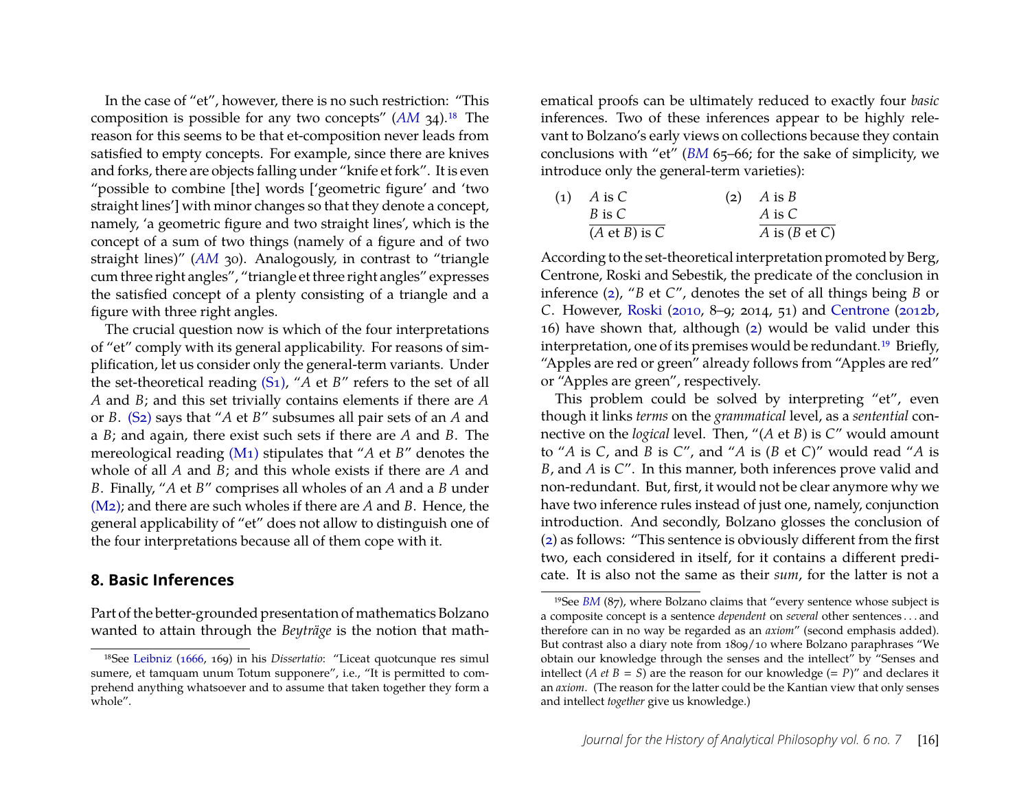In the case of "et", however, there is no such restriction: "This composition is possible for any two concepts" (*AM* 34).[18] The reason for this seems to be that et-composition never leads from satisfied to empty concepts. For example, since there are knives and forks, there are objects falling under "knife et fork". It is even "possible to combine [the] words ['geometric figure' and 'two straight lines'] with minor changes so that they denote a concept, namely, 'a geometric figure and two straight lines', which is the concept of a sum of two things (namely of a figure and of two straight lines)" (*AM* 30). Analogously, in contrast to "triangle cum three right angles", "triangle et three right angles" expresses the satisfied concept of a plenty consisting of a triangle and a figure with three right angles.

The crucial question now is which of the four interpretations of "et" comply with its general applicability. For reasons of simplification, let us consider only the general-term variants. Under the set-theoretical reading (S1), "*A* et *B*" refers to the set of all *A* and *B*; and this set trivially contains elements if there are *A* or *B*. (S2) says that "*A* et *B*" subsumes all pair sets of an *A* and a *B*; and again, there exist such sets if there are *A* and *B*. The mereological reading (M1) stipulates that "*A* et *B*" denotes the whole of all *A* and *B*; and this whole exists if there are *A* and *B*. Finally, "*A* et *B*" comprises all wholes of an *A* and a *B* under (M2); and there are such wholes if there are *A* and *B*. Hence, the general applicability of "et" does not allow to distinguish one of the four interpretations because all of them cope with it.

## 8. Basic Inferences

Part of the better-grounded presentation of mathematics Bolzano wanted to attain through the *Beyträge* is the notion that mathematical proofs can be ultimately reduced to exactly four *basic* inferences. Two of these inferences appear to be highly relevant to Bolzano's early views on collections because they contain conclusions with "et" (*BM* 65–66; for the sake of simplicity, we introduce only the general-term varieties):

(1)
$$\frac{A \text{ is } C \quad B \text{ is } C}{(A \text{ et } B) \text{ is } C}$$

(2)
$$\frac{A \text{ is } B \quad A \text{ is } C}{A \text{ is } (B \text{ et } C)}$$

According to the set-theoretical interpretation promoted by Berg, Centrone, Roski and Sebestik, the predicate of the conclusion in inference (2), "*B* et *C*", denotes the set of all things being *B* or *C*. However, Roski (2010, 8–9; 2014, 51) and Centrone (2012b, 16) have shown that, although (2) would be valid under this interpretation, one of its premises would be redundant.[19] Briefly, "Apples are red or green" already follows from "Apples are red" or "Apples are green", respectively.

This problem could be solved by interpreting "et", even though it links *terms* on the *grammatical* level, as a *sentential* connective on the *logical* level. Then, "(*A* et *B*) is *C*" would amount to "*A* is *C*, and *B* is *C*", and "*A* is (*B* et *C*)" would read "*A* is *B*, and *A* is *C*". In this manner, both inferences prove valid and non-redundant. But, first, it would not be clear anymore why we have two inference rules instead of just one, namely, conjunction introduction. And secondly, Bolzano glosses the conclusion of (2) as follows: "This sentence is obviously different from the first two, each considered in itself, for it contains a different predicate. It is also not the same as their *sum*, for the latter is not a

[18] See Leibniz (1666, 169) in his *Dissertatio*: "Liceat quotcunque res simul sumere, et tamquam unum Totum supponere", i.e., "It is permitted to comprehend anything whatsoever and to assume that taken together they form a whole".

[19] See *BM* (87), where Bolzano claims that "every sentence whose subject is a composite concept is a sentence *dependent* on *several* other sentences . . . and therefore can in no way be regarded as an *axiom*" (second emphasis added). But contrast also a diary note from 1809/10 where Bolzano paraphrases "We obtain our knowledge through the senses and the intellect" by "Senses and intellect (*A et B* = *S*) are the reason for our knowledge (= *P*)" and declares it an *axiom*. (The reason for the latter could be the Kantian view that only senses and intellect *together* give us knowledge.)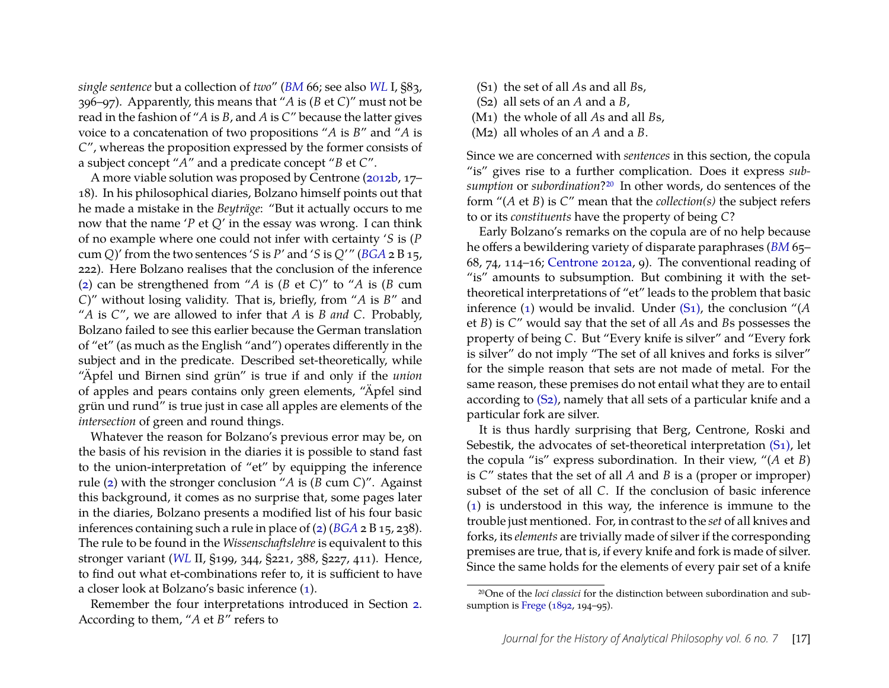*single sentence* but a collection of *two*" (*BM* 66; see also *WL* I, §83, 396–97). Apparently, this means that "*A* is (*B* et *C*)" must not be read in the fashion of "*A* is *B*, and *A* is *C*" because the latter gives voice to a concatenation of two propositions "*A* is *B*" and "*A* is *C*", whereas the proposition expressed by the former consists of a subject concept "*A*" and a predicate concept "*B* et *C*".

A more viable solution was proposed by Centrone (2012b, 17–18). In his philosophical diaries, Bolzano himself points out that he made a mistake in the *Beyträge*: "But it actually occurs to me now that the name '*P* et *Q*' in the essay was wrong. I can think of no example where one could not infer with certainty '*S* is (*P* cum *Q*)' from the two sentences '*S* is *P*' and '*S* is *Q*'" (*BGA* 2 B 15, 222). Here Bolzano realises that the conclusion of the inference (2) can be strengthened from "*A* is (*B* et *C*)" to "*A* is (*B* cum *C*)" without losing validity. That is, briefly, from "*A* is *B*" and "*A* is *C*", we are allowed to infer that *A* is *B and C*. Probably, Bolzano failed to see this earlier because the German translation of "et" (as much as the English "and") operates differently in the subject and in the predicate. Described set-theoretically, while "Äpfel und Birnen sind grün" is true if and only if the *union* of apples and pears contains only green elements, "Äpfel sind grün und rund" is true just in case all apples are elements of the *intersection* of green and round things.

Whatever the reason for Bolzano's previous error may be, on the basis of his revision in the diaries it is possible to stand fast to the union-interpretation of "et" by equipping the inference rule (2) with the stronger conclusion "*A* is (*B* cum *C*)". Against this background, it comes as no surprise that, some pages later in the diaries, Bolzano presents a modified list of his four basic inferences containing such a rule in place of (2) (*BGA* 2 B 15, 238). The rule to be found in the *Wissenschaftslehre* is equivalent to this stronger variant (*WL* II, §199, 344, §221, 388, §227, 411). Hence, to find out what et-combinations refer to, it is sufficient to have a closer look at Bolzano's basic inference (1).

Remember the four interpretations introduced in Section 2. According to them, "*A* et *B*" refers to

(S1) the set of all *A*s and all *B*s,
(S2) all sets of an *A* and a *B*,
(M1) the whole of all *A*s and all *B*s,
(M2) all wholes of an *A* and a *B*.

Since we are concerned with *sentences* in this section, the copula "is" gives rise to a further complication. Does it express *subsumption* or *subordination*?[20] In other words, do sentences of the form "(*A* et *B*) is *C*" mean that the *collection(s)* the subject refers to or its *constituents* have the property of being *C*?

Early Bolzano's remarks on the copula are of no help because he offers a bewildering variety of disparate paraphrases (*BM* 65–68, 74, 114–16; Centrone 2012a, 9). The conventional reading of "is" amounts to subsumption. But combining it with the set-theoretical interpretations of "et" leads to the problem that basic inference (1) would be invalid. Under (S1), the conclusion "(*A* et *B*) is *C*" would say that the set of all *A*s and *B*s possesses the property of being *C*. But "Every knife is silver" and "Every fork is silver" do not imply "The set of all knives and forks is silver" for the simple reason that sets are not made of metal. For the same reason, these premises do not entail what they are to entail according to (S2), namely that all sets of a particular knife and a particular fork are silver.

It is thus hardly surprising that Berg, Centrone, Roski and Sebestik, the advocates of set-theoretical interpretation (S1), let the copula "is" express subordination. In their view, "(*A* et *B*) is *C*" states that the set of all *A* and *B* is a (proper or improper) subset of the set of all *C*. If the conclusion of basic inference (1) is understood in this way, the inference is immune to the trouble just mentioned. For, in contrast to the *set* of all knives and forks, its *elements* are trivially made of silver if the corresponding premises are true, that is, if every knife and fork is made of silver. Since the same holds for the elements of every pair set of a knife

[20] One of the *loci classici* for the distinction between subordination and subsumption is Frege (1892, 194–95).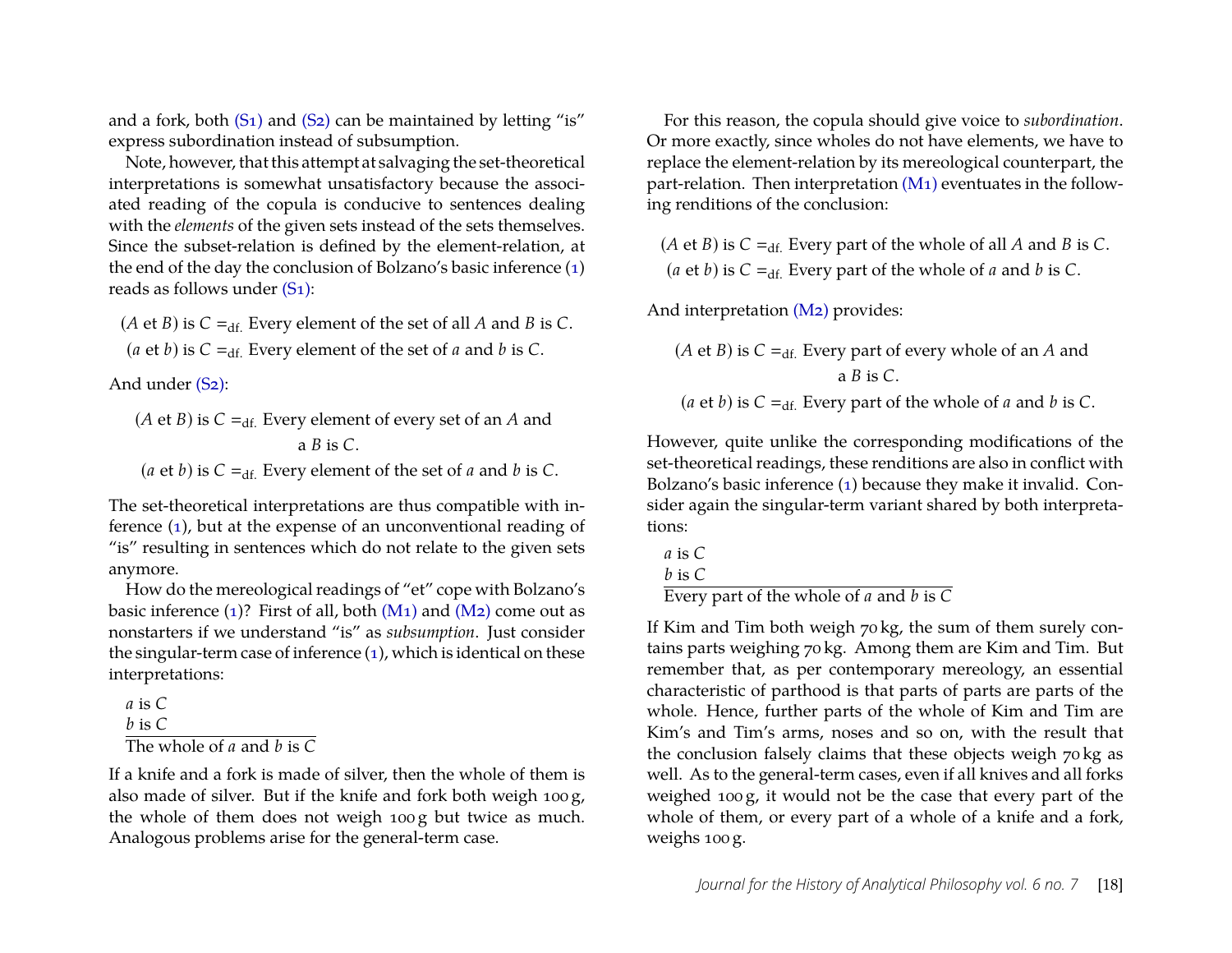and a fork, both (S1) and (S2) can be maintained by letting "is" express subordination instead of subsumption.

Note, however, that this attempt at salvaging the set-theoretical interpretations is somewhat unsatisfactory because the associated reading of the copula is conducive to sentences dealing with the *elements* of the given sets instead of the sets themselves. Since the subset-relation is defined by the element-relation, at the end of the day the conclusion of Bolzano's basic inference (1) reads as follows under (S1):

$(A$ et $B)$ is $C =_{\text{df.}}$ Every element of the set of all $A$ and $B$ is $C$.
$(a$ et $b)$ is $C =_{\text{df.}}$ Every element of the set of $a$ and $b$ is $C$.

And under (S2):

$(A$ et $B)$ is $C =_{\text{df.}}$ Every element of every set of an $A$ and a $B$ is $C$.
$(a$ et $b)$ is $C =_{\text{df.}}$ Every element of the set of $a$ and $b$ is $C$.

The set-theoretical interpretations are thus compatible with inference (1), but at the expense of an unconventional reading of "is" resulting in sentences which do not relate to the given sets anymore.

How do the mereological readings of "et" cope with Bolzano's basic inference (1)? First of all, both (M1) and (M2) come out as nonstarters if we understand "is" as *subsumption*. Just consider the singular-term case of inference (1), which is identical on these interpretations:

*a* is *C*
*b* is *C*
The whole of *a* and *b* is *C*

If a knife and a fork is made of silver, then the whole of them is also made of silver. But if the knife and fork both weigh 100 g, the whole of them does not weigh 100 g but twice as much. Analogous problems arise for the general-term case.

For this reason, the copula should give voice to *subordination*. Or more exactly, since wholes do not have elements, we have to replace the element-relation by its mereological counterpart, the part-relation. Then interpretation (M1) eventuates in the following renditions of the conclusion:

$(A$ et $B)$ is $C =_{\text{df.}}$ Every part of the whole of all $A$ and $B$ is $C$.
$(a$ et $b)$ is $C =_{\text{df.}}$ Every part of the whole of $a$ and $b$ is $C$.

And interpretation (M2) provides:

$(A$ et $B)$ is $C =_{\text{df.}}$ Every part of every whole of an $A$ and a $B$ is $C$.
$(a$ et $b)$ is $C =_{\text{df.}}$ Every part of the whole of $a$ and $b$ is $C$.

However, quite unlike the corresponding modifications of the set-theoretical readings, these renditions are also in conflict with Bolzano's basic inference (1) because they make it invalid. Consider again the singular-term variant shared by both interpretations:

*a* is *C*
*b* is *C*
Every part of the whole of *a* and *b* is *C*

If Kim and Tim both weigh 70 kg, the sum of them surely contains parts weighing 70 kg. Among them are Kim and Tim. But remember that, as per contemporary mereology, an essential characteristic of parthood is that parts of parts are parts of the whole. Hence, further parts of the whole of Kim and Tim are Kim's and Tim's arms, noses and so on, with the result that the conclusion falsely claims that these objects weigh 70 kg as well. As to the general-term cases, even if all knives and all forks weighed 100 g, it would not be the case that every part of the whole of them, or every part of a whole of a knife and a fork, weighs 100 g.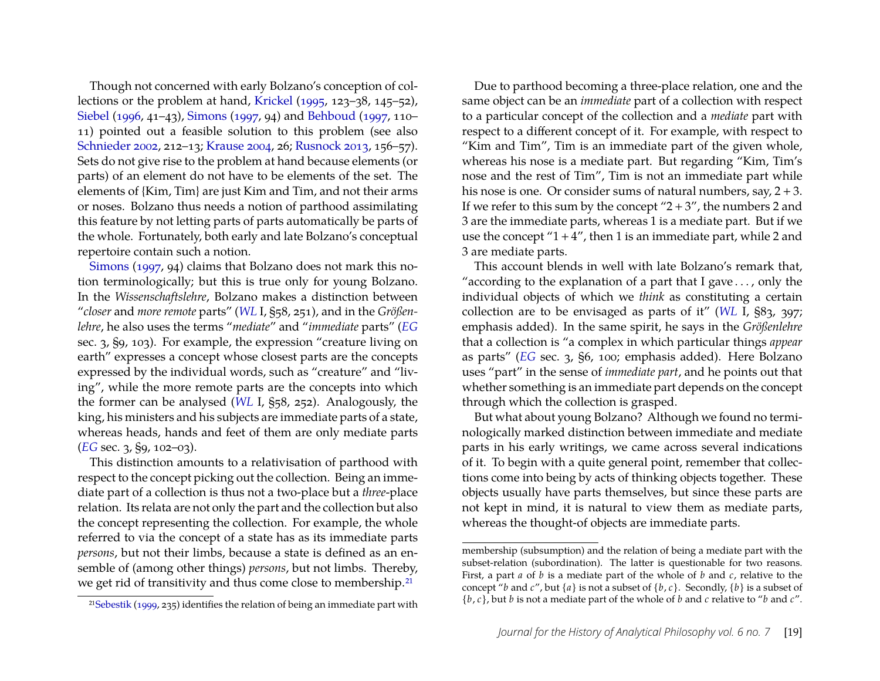Though not concerned with early Bolzano's conception of collections or the problem at hand, Krickel (1995, 123–38, 145–52), Siebel (1996, 41–43), Simons (1997, 94) and Behboud (1997, 110–11) pointed out a feasible solution to this problem (see also Schnieder 2002, 212–13; Krause 2004, 26; Rusnock 2013, 156–57). Sets do not give rise to the problem at hand because elements (or parts) of an element do not have to be elements of the set. The elements of {Kim, Tim} are just Kim and Tim, and not their arms or noses. Bolzano thus needs a notion of parthood assimilating this feature by not letting parts of parts automatically be parts of the whole. Fortunately, both early and late Bolzano's conceptual repertoire contain such a notion.

Simons (1997, 94) claims that Bolzano does not mark this notion terminologically; but this is true only for young Bolzano. In the *Wissenschaftslehre*, Bolzano makes a distinction between "*closer* and *more remote* parts" (*WL* I, §58, 251), and in the *Größenlehre*, he also uses the terms "*mediate*" and "*immediate* parts" (*EG* sec. 3, §9, 103). For example, the expression "creature living on earth" expresses a concept whose closest parts are the concepts expressed by the individual words, such as "creature" and "living", while the more remote parts are the concepts into which the former can be analysed (*WL* I, §58, 252). Analogously, the king, his ministers and his subjects are immediate parts of a state, whereas heads, hands and feet of them are only mediate parts (*EG* sec. 3, §9, 102–03).

This distinction amounts to a relativisation of parthood with respect to the concept picking out the collection. Being an immediate part of a collection is thus not a two-place but a *three*-place relation. Its relata are not only the part and the collection but also the concept representing the collection. For example, the whole referred to via the concept of a state has as its immediate parts *persons*, but not their limbs, because a state is defined as an ensemble of (among other things) *persons*, but not limbs. Thereby, we get rid of transitivity and thus come close to membership.[21]

Due to parthood becoming a three-place relation, one and the same object can be an *immediate* part of a collection with respect to a particular concept of the collection and a *mediate* part with respect to a different concept of it. For example, with respect to "Kim and Tim", Tim is an immediate part of the given whole, whereas his nose is a mediate part. But regarding "Kim, Tim's nose and the rest of Tim", Tim is not an immediate part while his nose is one. Or consider sums of natural numbers, say, $2 + 3$. If we refer to this sum by the concept "$2 + 3$", the numbers 2 and 3 are the immediate parts, whereas 1 is a mediate part. But if we use the concept "$1 + 4$", then 1 is an immediate part, while 2 and 3 are mediate parts.

This account blends in well with late Bolzano's remark that, "according to the explanation of a part that I gave . . . , only the individual objects of which we *think* as constituting a certain collection are to be envisaged as parts of it" (*WL* I, §83, 397; emphasis added). In the same spirit, he says in the *Größenlehre* that a collection is "a complex in which particular things *appear* as parts" (*EG* sec. 3, §6, 100; emphasis added). Here Bolzano uses "part" in the sense of *immediate part*, and he points out that whether something is an immediate part depends on the concept through which the collection is grasped.

But what about young Bolzano? Although we found no terminologically marked distinction between immediate and mediate parts in his early writings, we came across several indications of it. To begin with a quite general point, remember that collections come into being by acts of thinking objects together. These objects usually have parts themselves, but since these parts are not kept in mind, it is natural to view them as mediate parts, whereas the thought-of objects are immediate parts.

[21] Sebestik (1999, 235) identifies the relation of being an immediate part with membership (subsumption) and the relation of being a mediate part with the subset-relation (subordination). The latter is questionable for two reasons. First, a part $a$ of $b$ is a mediate part of the whole of $b$ and $c$, relative to the concept "$b$ and $c$", but $\{a\}$ is not a subset of $\{b, c\}$. Secondly, $\{b\}$ is a subset of $\{b, c\}$, but $b$ is not a mediate part of the whole of $b$ and $c$ relative to "$b$ and $c$".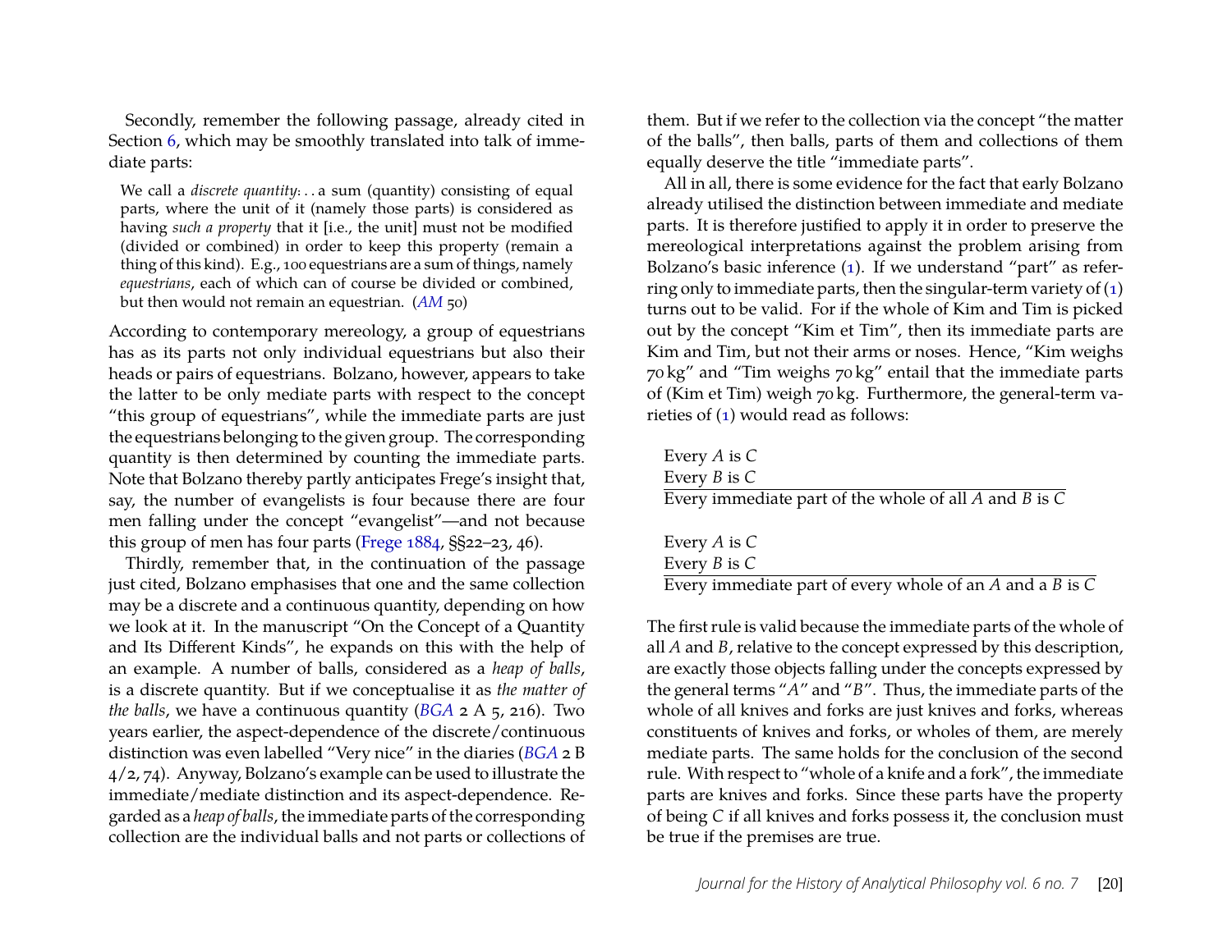Secondly, remember the following passage, already cited in Section 6, which may be smoothly translated into talk of immediate parts:

> We call a *discrete quantity*: . . a sum (quantity) consisting of equal parts, where the unit of it (namely those parts) is considered as having *such a property* that it [i.e., the unit] must not be modified (divided or combined) in order to keep this property (remain a thing of this kind). E.g., 100 equestrians are a sum of things, namely *equestrians*, each of which can of course be divided or combined, but then would not remain an equestrian. (*AM* 50)

According to contemporary mereology, a group of equestrians has as its parts not only individual equestrians but also their heads or pairs of equestrians. Bolzano, however, appears to take the latter to be only mediate parts with respect to the concept "this group of equestrians", while the immediate parts are just the equestrians belonging to the given group. The corresponding quantity is then determined by counting the immediate parts. Note that Bolzano thereby partly anticipates Frege's insight that, say, the number of evangelists is four because there are four men falling under the concept "evangelist"—and not because this group of men has four parts (Frege 1884, §§22–23, 46).

Thirdly, remember that, in the continuation of the passage just cited, Bolzano emphasises that one and the same collection may be a discrete and a continuous quantity, depending on how we look at it. In the manuscript "On the Concept of a Quantity and Its Different Kinds", he expands on this with the help of an example. A number of balls, considered as a *heap of balls*, is a discrete quantity. But if we conceptualise it as *the matter of the balls*, we have a continuous quantity (*BGA* 2 A 5, 216). Two years earlier, the aspect-dependence of the discrete/continuous distinction was even labelled "Very nice" in the diaries (*BGA* 2 B 4/2, 74). Anyway, Bolzano's example can be used to illustrate the immediate/mediate distinction and its aspect-dependence. Regarded as a *heap of balls*, the immediate parts of the corresponding collection are the individual balls and not parts or collections of them. But if we refer to the collection via the concept "the matter of the balls", then balls, parts of them and collections of them equally deserve the title "immediate parts".

All in all, there is some evidence for the fact that early Bolzano already utilised the distinction between immediate and mediate parts. It is therefore justified to apply it in order to preserve the mereological interpretations against the problem arising from Bolzano's basic inference (1). If we understand "part" as referring only to immediate parts, then the singular-term variety of (1) turns out to be valid. For if the whole of Kim and Tim is picked out by the concept "Kim et Tim", then its immediate parts are Kim and Tim, but not their arms or noses. Hence, "Kim weighs 70 kg" and "Tim weighs 70 kg" entail that the immediate parts of (Kim et Tim) weigh 70 kg. Furthermore, the general-term varieties of (1) would read as follows:

Every *A* is *C*
Every *B* is *C*
___
Every immediate part of the whole of all *A* and *B* is *C*

Every *A* is *C*
Every *B* is *C*
___
Every immediate part of every whole of an *A* and a *B* is *C*

The first rule is valid because the immediate parts of the whole of all *A* and *B*, relative to the concept expressed by this description, are exactly those objects falling under the concepts expressed by the general terms "*A*" and "*B*". Thus, the immediate parts of the whole of all knives and forks are just knives and forks, whereas constituents of knives and forks, or wholes of them, are merely mediate parts. The same holds for the conclusion of the second rule. With respect to "whole of a knife and a fork", the immediate parts are knives and forks. Since these parts have the property of being *C* if all knives and forks possess it, the conclusion must be true if the premises are true.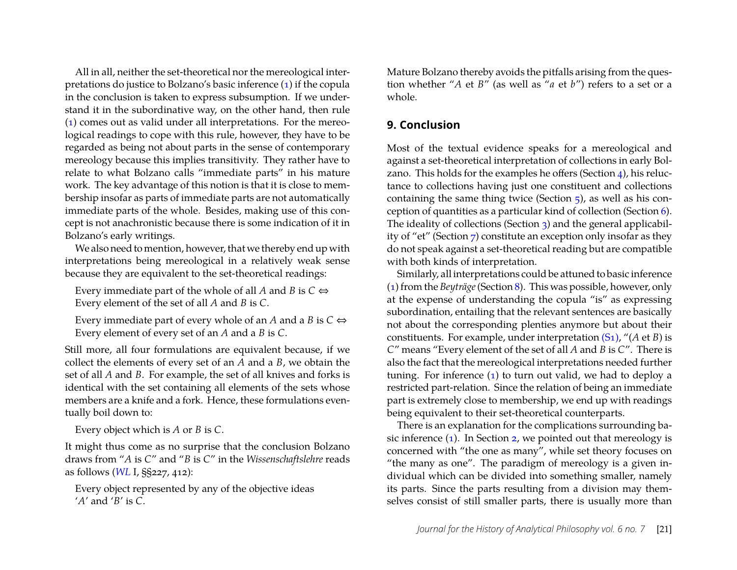All in all, neither the set-theoretical nor the mereological interpretations do justice to Bolzano's basic inference (1) if the copula in the conclusion is taken to express subsumption. If we understand it in the subordinative way, on the other hand, then rule (1) comes out as valid under all interpretations. For the mereological readings to cope with this rule, however, they have to be regarded as being not about parts in the sense of contemporary mereology because this implies transitivity. They rather have to relate to what Bolzano calls "immediate parts" in his mature work. The key advantage of this notion is that it is close to membership insofar as parts of immediate parts are not automatically immediate parts of the whole. Besides, making use of this concept is not anachronistic because there is some indication of it in Bolzano's early writings.

We also need to mention, however, that we thereby end up with interpretations being mereological in a relatively weak sense because they are equivalent to the set-theoretical readings:

> Every immediate part of the whole of all *A* and *B* is *C* ⇔ Every element of the set of all *A* and *B* is *C*.
>
> Every immediate part of every whole of an *A* and a *B* is *C* ⇔ Every element of every set of an *A* and a *B* is *C*.

Still more, all four formulations are equivalent because, if we collect the elements of every set of an *A* and a *B*, we obtain the set of all *A* and *B*. For example, the set of all knives and forks is identical with the set containing all elements of the sets whose members are a knife and a fork. Hence, these formulations eventually boil down to:

> Every object which is *A* or *B* is *C*.

It might thus come as no surprise that the conclusion Bolzano draws from "*A* is *C*" and "*B* is *C*" in the *Wissenschaftslehre* reads as follows (*WL* I, §§227, 412):

> Every object represented by any of the objective ideas '*A*' and '*B*' is *C*.

Mature Bolzano thereby avoids the pitfalls arising from the question whether "*A* et *B*" (as well as "*a* et *b*") refers to a set or a whole.

## 9. Conclusion

Most of the textual evidence speaks for a mereological and against a set-theoretical interpretation of collections in early Bolzano. This holds for the examples he offers (Section 4), his reluctance to collections having just one constituent and collections containing the same thing twice (Section 5), as well as his conception of quantities as a particular kind of collection (Section 6). The ideality of collections (Section 3) and the general applicability of "et" (Section 7) constitute an exception only insofar as they do not speak against a set-theoretical reading but are compatible with both kinds of interpretation.

Similarly, all interpretations could be attuned to basic inference (1) from the *Beyträge* (Section 8). This was possible, however, only at the expense of understanding the copula "is" as expressing subordination, entailing that the relevant sentences are basically not about the corresponding plenties anymore but about their constituents. For example, under interpretation (S1), "(*A* et *B*) is *C*" means "Every element of the set of all *A* and *B* is *C*". There is also the fact that the mereological interpretations needed further tuning. For inference (1) to turn out valid, we had to deploy a restricted part-relation. Since the relation of being an immediate part is extremely close to membership, we end up with readings being equivalent to their set-theoretical counterparts.

There is an explanation for the complications surrounding basic inference (1). In Section 2, we pointed out that mereology is concerned with "the one as many", while set theory focuses on "the many as one". The paradigm of mereology is a given individual which can be divided into something smaller, namely its parts. Since the parts resulting from a division may themselves consist of still smaller parts, there is usually more than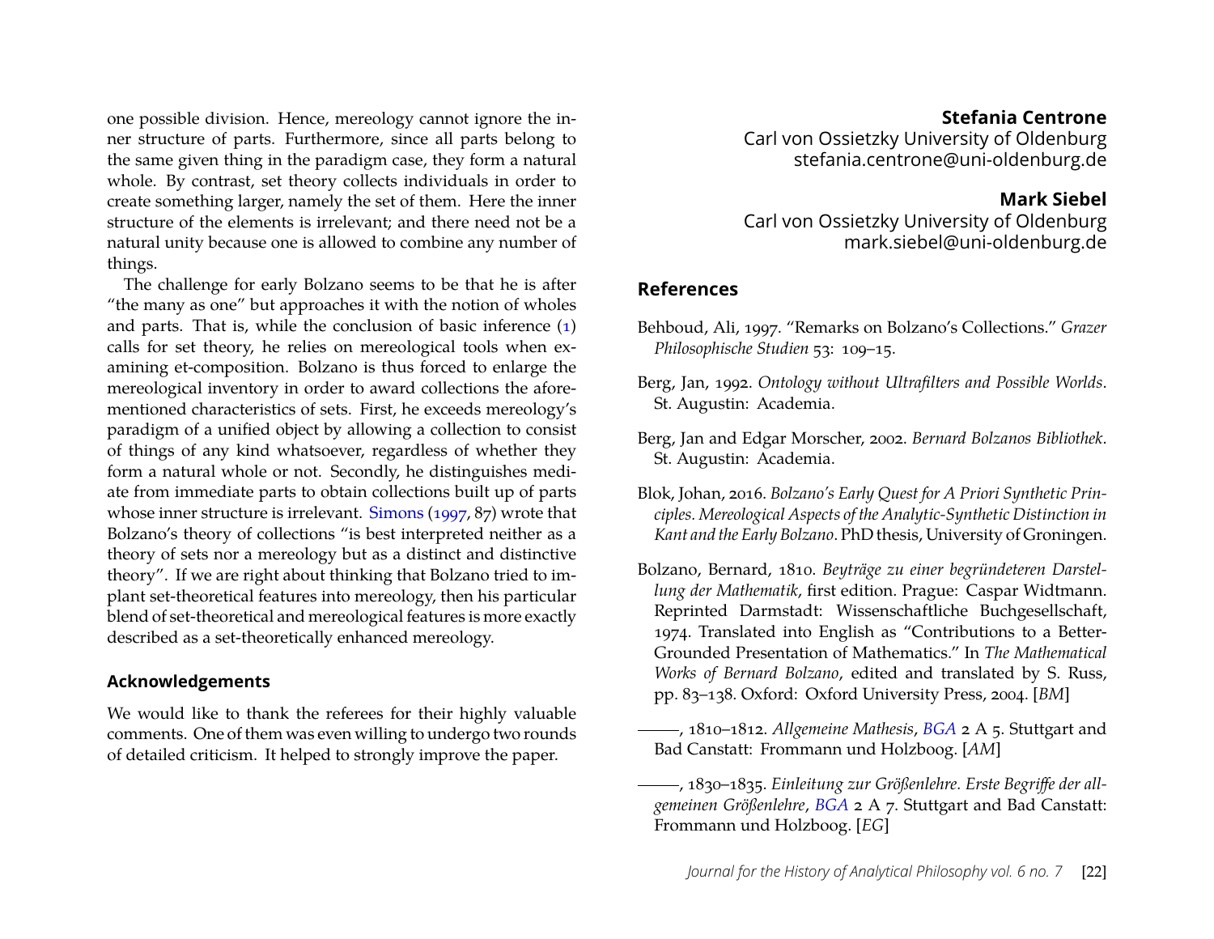one possible division. Hence, mereology cannot ignore the inner structure of parts. Furthermore, since all parts belong to the same given thing in the paradigm case, they form a natural whole. By contrast, set theory collects individuals in order to create something larger, namely the set of them. Here the inner structure of the elements is irrelevant; and there need not be a natural unity because one is allowed to combine any number of things.

The challenge for early Bolzano seems to be that he is after "the many as one" but approaches it with the notion of wholes and parts. That is, while the conclusion of basic inference (1) calls for set theory, he relies on mereological tools when examining et-composition. Bolzano is thus forced to enlarge the mereological inventory in order to award collections the aforementioned characteristics of sets. First, he exceeds mereology's paradigm of a unified object by allowing a collection to consist of things of any kind whatsoever, regardless of whether they form a natural whole or not. Secondly, he distinguishes mediate from immediate parts to obtain collections built up of parts whose inner structure is irrelevant. Simons (1997, 87) wrote that Bolzano's theory of collections "is best interpreted neither as a theory of sets nor a mereology but as a distinct and distinctive theory". If we are right about thinking that Bolzano tried to implant set-theoretical features into mereology, then his particular blend of set-theoretical and mereological features is more exactly described as a set-theoretically enhanced mereology.

## Acknowledgements

We would like to thank the referees for their highly valuable comments. One of them was even willing to undergo two rounds of detailed criticism. It helped to strongly improve the paper.

**Stefania Centrone**
Carl von Ossietzky University of Oldenburg
stefania.centrone@uni-oldenburg.de

**Mark Siebel**
Carl von Ossietzky University of Oldenburg
mark.siebel@uni-oldenburg.de

## References

Behboud, Ali, 1997. "Remarks on Bolzano's Collections." *Grazer Philosophische Studien* 53: 109–15.

Berg, Jan, 1992. *Ontology without Ultrafilters and Possible Worlds*. St. Augustin: Academia.

Berg, Jan and Edgar Morscher, 2002. *Bernard Bolzanos Bibliothek*. St. Augustin: Academia.

Blok, Johan, 2016. *Bolzano's Early Quest for A Priori Synthetic Principles. Mereological Aspects of the Analytic-Synthetic Distinction in Kant and the Early Bolzano*. PhD thesis, University of Groningen.

Bolzano, Bernard, 1810. *Beyträge zu einer begründeteren Darstellung der Mathematik*, first edition. Prague: Caspar Widtmann. Reprinted Darmstadt: Wissenschaftliche Buchgesellschaft, 1974. Translated into English as "Contributions to a Better-Grounded Presentation of Mathematics." In *The Mathematical Works of Bernard Bolzano*, edited and translated by S. Russ, pp. 83–138. Oxford: Oxford University Press, 2004. [*BM*]

———, 1810–1812. *Allgemeine Mathesis*, *BGA* 2 A 5. Stuttgart and Bad Canstatt: Frommann und Holzboog. [*AM*]

———, 1830–1835. *Einleitung zur Größenlehre. Erste Begriffe der allgemeinen Größenlehre*, *BGA* 2 A 7. Stuttgart and Bad Canstatt: Frommann und Holzboog. [*EG*]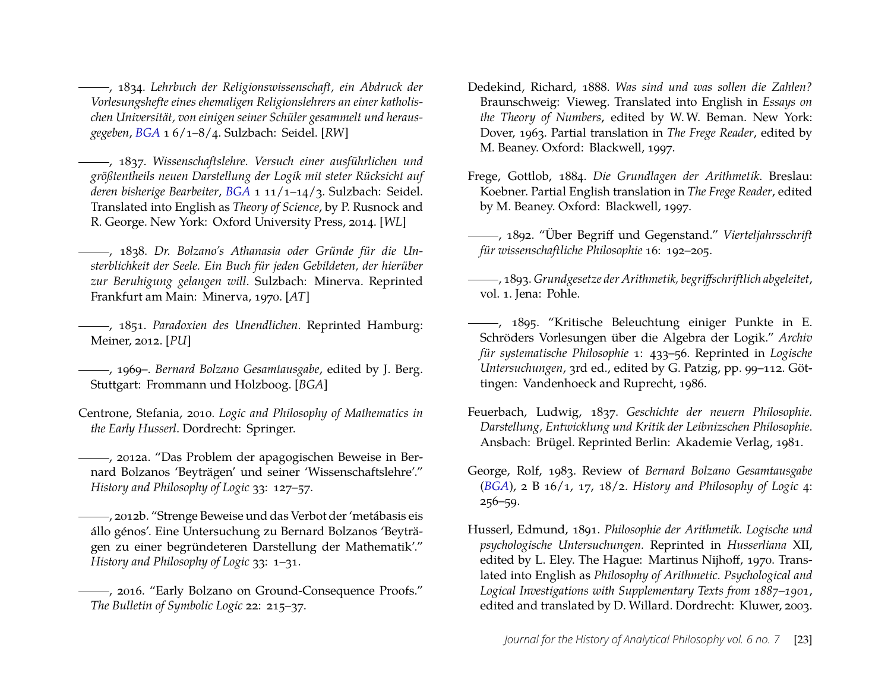———, 1834. *Lehrbuch der Religionswissenschaft, ein Abdruck der Vorlesungshefte eines ehemaligen Religionslehrers an einer katholischen Universität, von einigen seiner Schüler gesammelt und herausgegeben*, *BGA* 1 6/1–8/4. Sulzbach: Seidel. [*RW*]

———, 1837. *Wissenschaftslehre. Versuch einer ausführlichen und größtentheils neuen Darstellung der Logik mit steter Rücksicht auf deren bisherige Bearbeiter*, *BGA* 1 11/1–14/3. Sulzbach: Seidel. Translated into English as *Theory of Science*, by P. Rusnock and R. George. New York: Oxford University Press, 2014. [*WL*]

———, 1838. *Dr. Bolzano's Athanasia oder Gründe für die Unsterblichkeit der Seele. Ein Buch für jeden Gebildeten, der hierüber zur Beruhigung gelangen will*. Sulzbach: Minerva. Reprinted Frankfurt am Main: Minerva, 1970. [*AT*]

———, 1851. *Paradoxien des Unendlichen*. Reprinted Hamburg: Meiner, 2012. [*PU*]

———, 1969–. *Bernard Bolzano Gesamtausgabe*, edited by J. Berg. Stuttgart: Frommann und Holzboog. [*BGA*]

Centrone, Stefania, 2010. *Logic and Philosophy of Mathematics in the Early Husserl*. Dordrecht: Springer.

———, 2012a. "Das Problem der apagogischen Beweise in Bernard Bolzanos 'Beyträgen' und seiner 'Wissenschaftslehre'." *History and Philosophy of Logic* 33: 127–57.

———, 2012b. "Strenge Beweise und das Verbot der 'metábasis eis állo génos'. Eine Untersuchung zu Bernard Bolzanos 'Beyträgen zu einer begründeteren Darstellung der Mathematik'." *History and Philosophy of Logic* 33: 1–31.

———, 2016. "Early Bolzano on Ground-Consequence Proofs." *The Bulletin of Symbolic Logic* 22: 215–37.

Dedekind, Richard, 1888. *Was sind und was sollen die Zahlen?* Braunschweig: Vieweg. Translated into English in *Essays on the Theory of Numbers*, edited by W. W. Beman. New York: Dover, 1963. Partial translation in *The Frege Reader*, edited by M. Beaney. Oxford: Blackwell, 1997.

Frege, Gottlob, 1884. *Die Grundlagen der Arithmetik*. Breslau: Koebner. Partial English translation in *The Frege Reader*, edited by M. Beaney. Oxford: Blackwell, 1997.

———, 1892. "Über Begriff und Gegenstand." *Vierteljahrsschrift für wissenschaftliche Philosophie* 16: 192–205.

———, 1893. *Grundgesetze der Arithmetik, begriffschriftlich abgeleitet*, vol. 1. Jena: Pohle.

———, 1895. "Kritische Beleuchtung einiger Punkte in E. Schröders Vorlesungen über die Algebra der Logik." *Archiv für systematische Philosophie* 1: 433–56. Reprinted in *Logische Untersuchungen*, 3rd ed., edited by G. Patzig, pp. 99–112. Göttingen: Vandenhoeck and Ruprecht, 1986.

Feuerbach, Ludwig, 1837. *Geschichte der neuern Philosophie. Darstellung, Entwicklung und Kritik der Leibnizschen Philosophie*. Ansbach: Brügel. Reprinted Berlin: Akademie Verlag, 1981.

George, Rolf, 1983. Review of *Bernard Bolzano Gesamtausgabe* (*BGA*), 2 B 16/1, 17, 18/2. *History and Philosophy of Logic* 4: 256–59.

Husserl, Edmund, 1891. *Philosophie der Arithmetik. Logische und psychologische Untersuchungen.* Reprinted in *Husserliana* XII, edited by L. Eley. The Hague: Martinus Nijhoff, 1970. Translated into English as *Philosophy of Arithmetic. Psychological and Logical Investigations with Supplementary Texts from 1887–1901*, edited and translated by D. Willard. Dordrecht: Kluwer, 2003.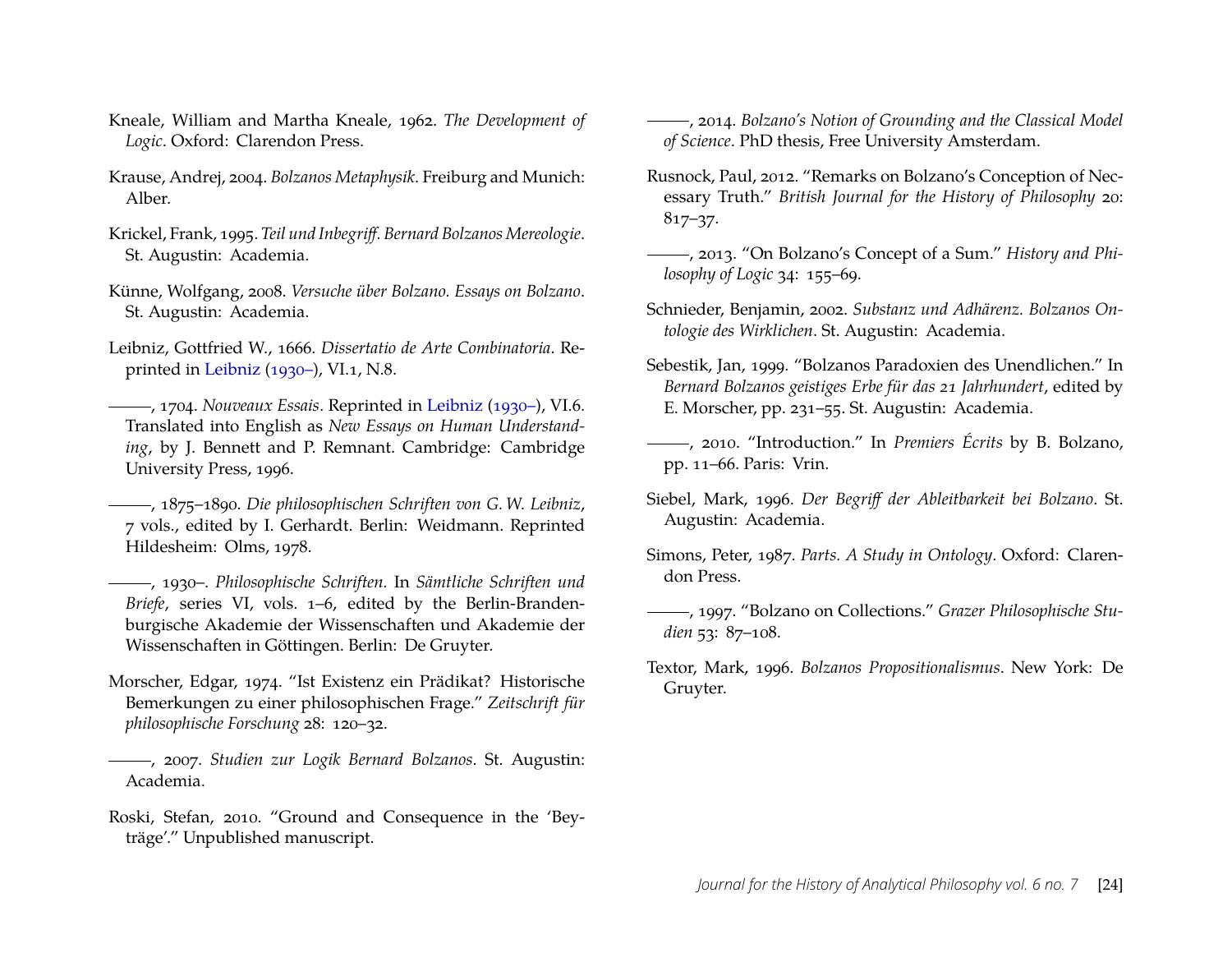Kneale, William and Martha Kneale, 1962. *The Development of Logic*. Oxford: Clarendon Press.

Krause, Andrej, 2004. *Bolzanos Metaphysik*. Freiburg and Munich: Alber.

Krickel, Frank, 1995. *Teil und Inbegriff. Bernard Bolzanos Mereologie*. St. Augustin: Academia.

Künne, Wolfgang, 2008. *Versuche über Bolzano. Essays on Bolzano*. St. Augustin: Academia.

Leibniz, Gottfried W., 1666. *Dissertatio de Arte Combinatoria*. Reprinted in Leibniz (1930–), VI.1, N.8.

———, 1704. *Nouveaux Essais*. Reprinted in Leibniz (1930–), VI.6. Translated into English as *New Essays on Human Understanding*, by J. Bennett and P. Remnant. Cambridge: Cambridge University Press, 1996.

———, 1875–1890. *Die philosophischen Schriften von G. W. Leibniz*, 7 vols., edited by I. Gerhardt. Berlin: Weidmann. Reprinted Hildesheim: Olms, 1978.

———, 1930–. *Philosophische Schriften.* In *Sämtliche Schriften und Briefe*, series VI, vols. 1–6, edited by the Berlin-Brandenburgische Akademie der Wissenschaften und Akademie der Wissenschaften in Göttingen. Berlin: De Gruyter.

Morscher, Edgar, 1974. "Ist Existenz ein Prädikat? Historische Bemerkungen zu einer philosophischen Frage." *Zeitschrift für philosophische Forschung* 28: 120–32.

———, 2007. *Studien zur Logik Bernard Bolzanos*. St. Augustin: Academia.

Roski, Stefan, 2010. "Ground and Consequence in the 'Beyträge'." Unpublished manuscript.

———, 2014. *Bolzano's Notion of Grounding and the Classical Model of Science*. PhD thesis, Free University Amsterdam.

Rusnock, Paul, 2012. "Remarks on Bolzano's Conception of Necessary Truth." *British Journal for the History of Philosophy* 20: 817–37.

———, 2013. "On Bolzano's Concept of a Sum." *History and Philosophy of Logic* 34: 155–69.

Schnieder, Benjamin, 2002. *Substanz und Adhärenz. Bolzanos Ontologie des Wirklichen*. St. Augustin: Academia.

Sebestik, Jan, 1999. "Bolzanos Paradoxien des Unendlichen." In *Bernard Bolzanos geistiges Erbe für das 21 Jahrhundert*, edited by E. Morscher, pp. 231–55. St. Augustin: Academia.

———, 2010. "Introduction." In *Premiers Écrits* by B. Bolzano, pp. 11–66. Paris: Vrin.

Siebel, Mark, 1996. *Der Begriff der Ableitbarkeit bei Bolzano*. St. Augustin: Academia.

Simons, Peter, 1987. *Parts. A Study in Ontology*. Oxford: Clarendon Press.

———, 1997. "Bolzano on Collections." *Grazer Philosophische Studien* 53: 87–108.

Textor, Mark, 1996. *Bolzanos Propositionalismus*. New York: De Gruyter.